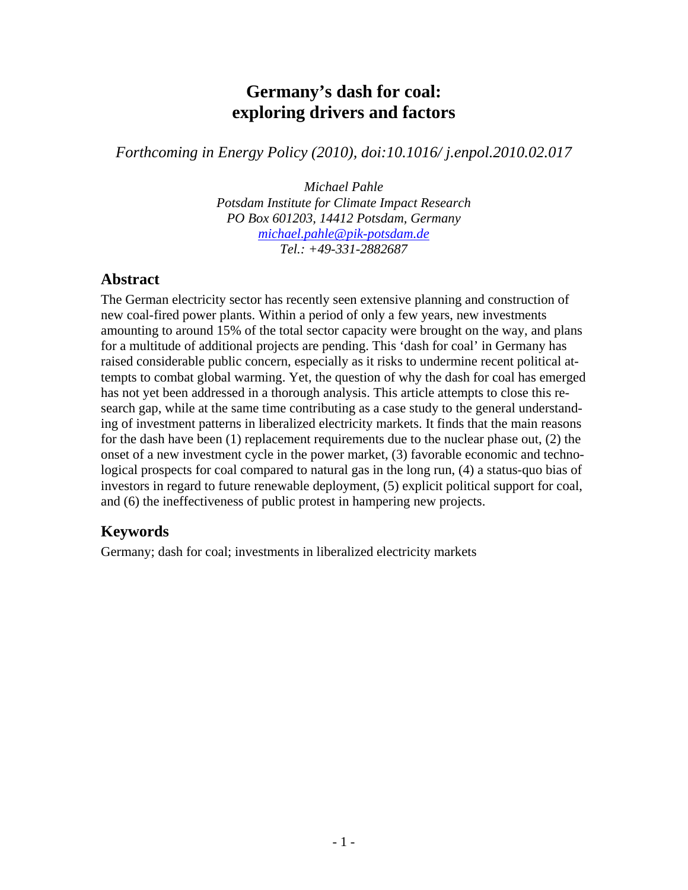# Germany's dash for coal: exploring drivers and factors

*Forthcoming in Energy Policy (2010), doi:10.1016/ j.enpol.2010.02.017*

*Michael Pahle*
*Potsdam Institute for Climate Impact Research*
*PO Box 601203, 14412 Potsdam, Germany*
*michael.pahle@pik-potsdam.de*
*Tel.: +49-331-2882687*

## Abstract

The German electricity sector has recently seen extensive planning and construction of new coal-fired power plants. Within a period of only a few years, new investments amounting to around 15% of the total sector capacity were brought on the way, and plans for a multitude of additional projects are pending. This 'dash for coal' in Germany has raised considerable public concern, especially as it risks to undermine recent political attempts to combat global warming. Yet, the question of why the dash for coal has emerged has not yet been addressed in a thorough analysis. This article attempts to close this research gap, while at the same time contributing as a case study to the general understanding of investment patterns in liberalized electricity markets. It finds that the main reasons for the dash have been (1) replacement requirements due to the nuclear phase out, (2) the onset of a new investment cycle in the power market, (3) favorable economic and technological prospects for coal compared to natural gas in the long run, (4) a status-quo bias of investors in regard to future renewable deployment, (5) explicit political support for coal, and (6) the ineffectiveness of public protest in hampering new projects.

## Keywords

Germany; dash for coal; investments in liberalized electricity markets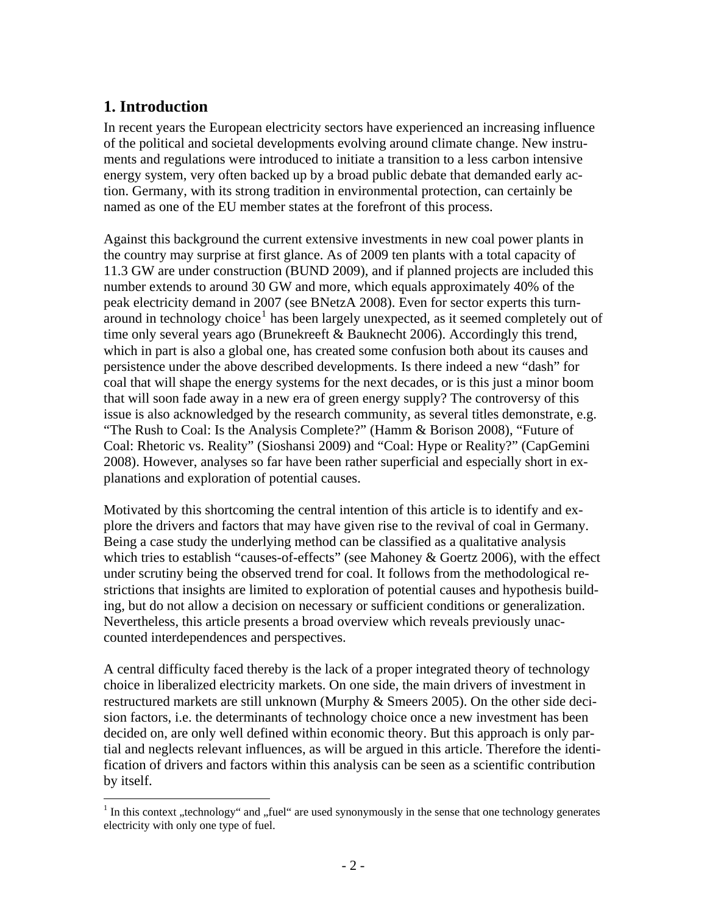## 1. Introduction

In recent years the European electricity sectors have experienced an increasing influence of the political and societal developments evolving around climate change. New instruments and regulations were introduced to initiate a transition to a less carbon intensive energy system, very often backed up by a broad public debate that demanded early action. Germany, with its strong tradition in environmental protection, can certainly be named as one of the EU member states at the forefront of this process.

Against this background the current extensive investments in new coal power plants in the country may surprise at first glance. As of 2009 ten plants with a total capacity of 11.3 GW are under construction (BUND 2009), and if planned projects are included this number extends to around 30 GW and more, which equals approximately 40% of the peak electricity demand in 2007 (see BNetzA 2008). Even for sector experts this turnaround in technology choice[1] has been largely unexpected, as it seemed completely out of time only several years ago (Brunekreeft & Bauknecht 2006). Accordingly this trend, which in part is also a global one, has created some confusion both about its causes and persistence under the above described developments. Is there indeed a new "dash" for coal that will shape the energy systems for the next decades, or is this just a minor boom that will soon fade away in a new era of green energy supply? The controversy of this issue is also acknowledged by the research community, as several titles demonstrate, e.g. "The Rush to Coal: Is the Analysis Complete?" (Hamm & Borison 2008), "Future of Coal: Rhetoric vs. Reality" (Sioshansi 2009) and "Coal: Hype or Reality?" (CapGemini 2008). However, analyses so far have been rather superficial and especially short in explanations and exploration of potential causes.

Motivated by this shortcoming the central intention of this article is to identify and explore the drivers and factors that may have given rise to the revival of coal in Germany. Being a case study the underlying method can be classified as a qualitative analysis which tries to establish "causes-of-effects" (see Mahoney & Goertz 2006), with the effect under scrutiny being the observed trend for coal. It follows from the methodological restrictions that insights are limited to exploration of potential causes and hypothesis building, but do not allow a decision on necessary or sufficient conditions or generalization. Nevertheless, this article presents a broad overview which reveals previously unaccounted interdependences and perspectives.

A central difficulty faced thereby is the lack of a proper integrated theory of technology choice in liberalized electricity markets. On one side, the main drivers of investment in restructured markets are still unknown (Murphy & Smeers 2005). On the other side decision factors, i.e. the determinants of technology choice once a new investment has been decided on, are only well defined within economic theory. But this approach is only partial and neglects relevant influences, as will be argued in this article. Therefore the identification of drivers and factors within this analysis can be seen as a scientific contribution by itself.

[1] In this context „technology" and „fuel" are used synonymously in the sense that one technology generates electricity with only one type of fuel.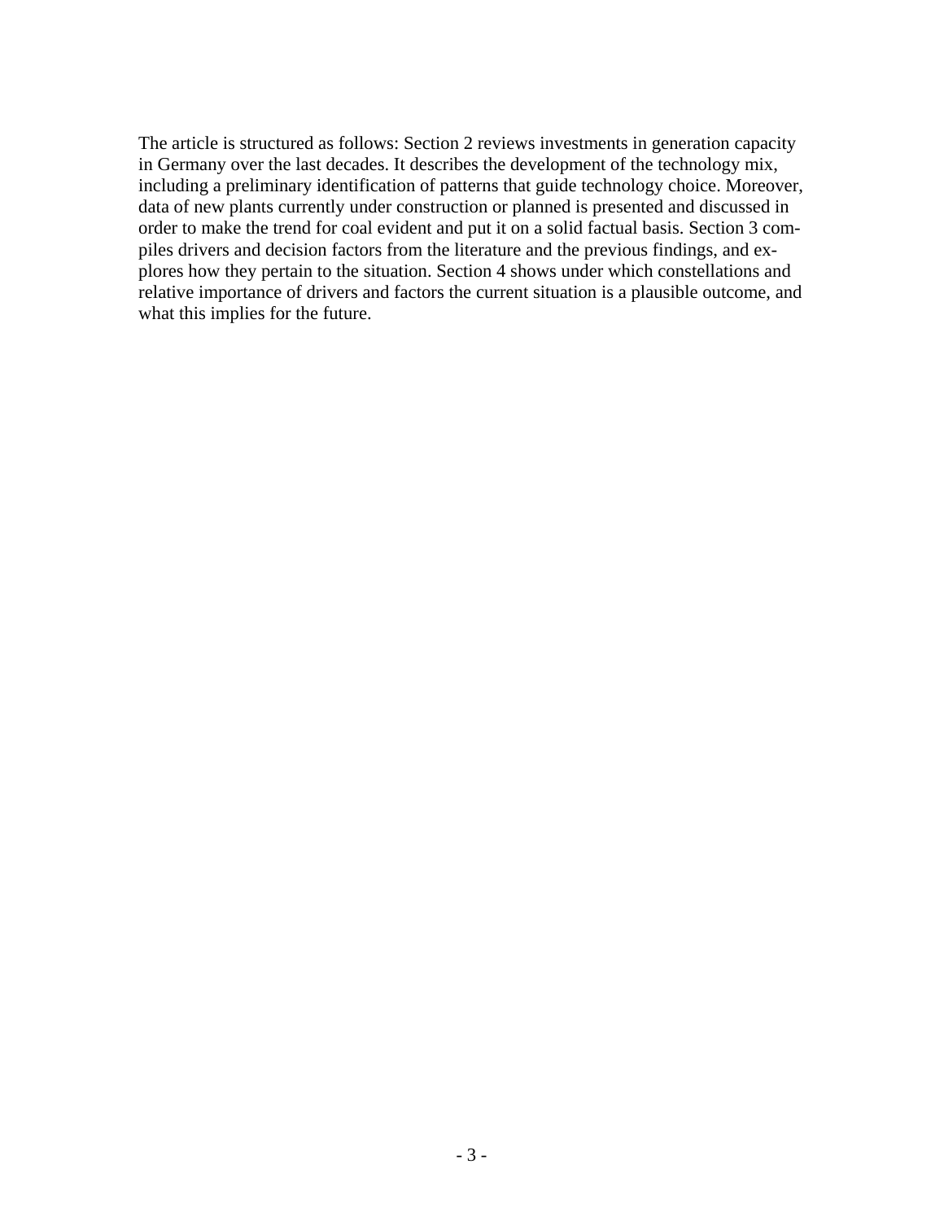The article is structured as follows: Section 2 reviews investments in generation capacity in Germany over the last decades. It describes the development of the technology mix, including a preliminary identification of patterns that guide technology choice. Moreover, data of new plants currently under construction or planned is presented and discussed in order to make the trend for coal evident and put it on a solid factual basis. Section 3 compiles drivers and decision factors from the literature and the previous findings, and explores how they pertain to the situation. Section 4 shows under which constellations and relative importance of drivers and factors the current situation is a plausible outcome, and what this implies for the future.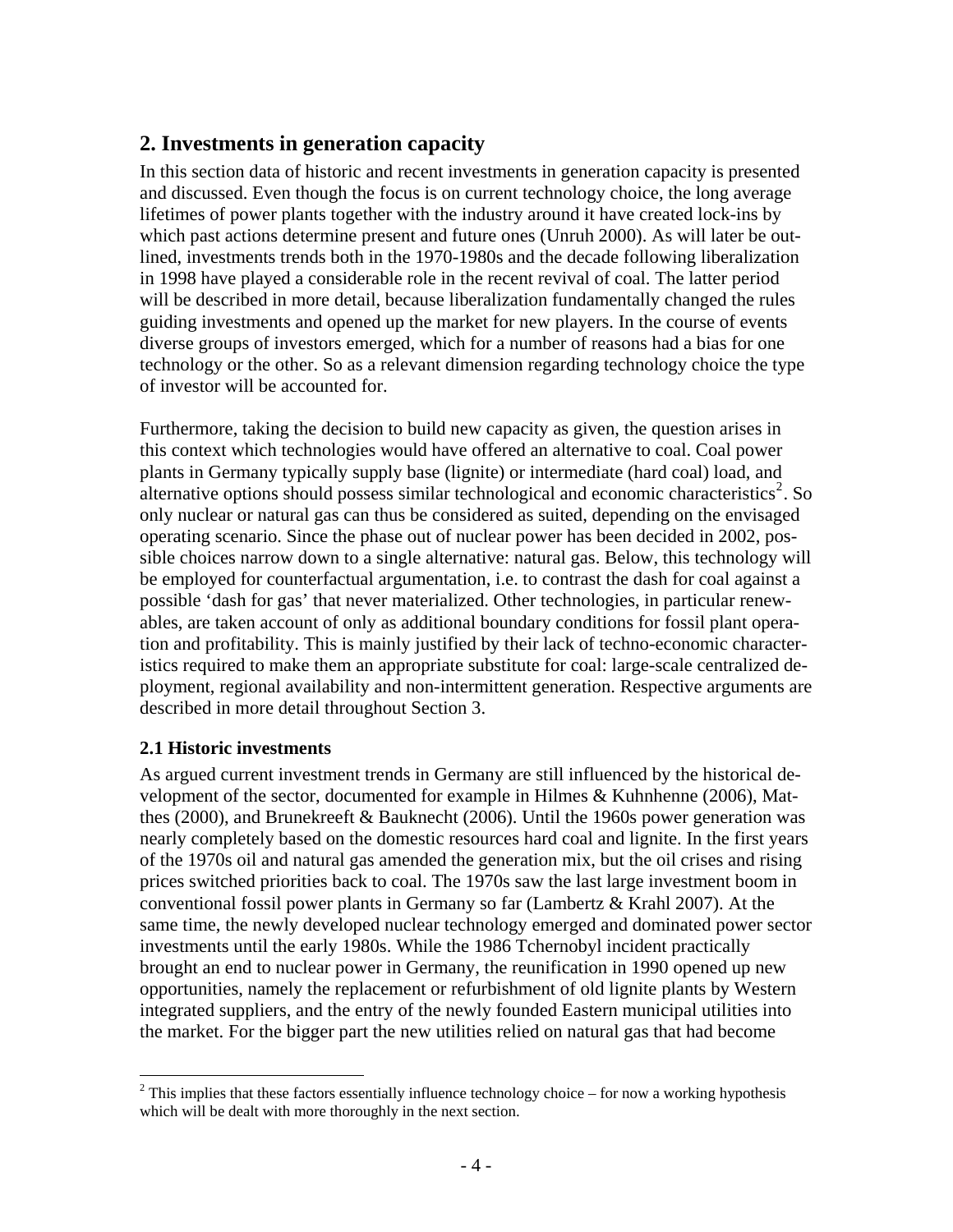## 2. Investments in generation capacity

In this section data of historic and recent investments in generation capacity is presented and discussed. Even though the focus is on current technology choice, the long average lifetimes of power plants together with the industry around it have created lock-ins by which past actions determine present and future ones (Unruh 2000). As will later be outlined, investments trends both in the 1970-1980s and the decade following liberalization in 1998 have played a considerable role in the recent revival of coal. The latter period will be described in more detail, because liberalization fundamentally changed the rules guiding investments and opened up the market for new players. In the course of events diverse groups of investors emerged, which for a number of reasons had a bias for one technology or the other. So as a relevant dimension regarding technology choice the type of investor will be accounted for.

Furthermore, taking the decision to build new capacity as given, the question arises in this context which technologies would have offered an alternative to coal. Coal power plants in Germany typically supply base (lignite) or intermediate (hard coal) load, and alternative options should possess similar technological and economic characteristics[2]. So only nuclear or natural gas can thus be considered as suited, depending on the envisaged operating scenario. Since the phase out of nuclear power has been decided in 2002, possible choices narrow down to a single alternative: natural gas. Below, this technology will be employed for counterfactual argumentation, i.e. to contrast the dash for coal against a possible 'dash for gas' that never materialized. Other technologies, in particular renewables, are taken account of only as additional boundary conditions for fossil plant operation and profitability. This is mainly justified by their lack of techno-economic characteristics required to make them an appropriate substitute for coal: large-scale centralized deployment, regional availability and non-intermittent generation. Respective arguments are described in more detail throughout Section 3.

### 2.1 Historic investments

As argued current investment trends in Germany are still influenced by the historical development of the sector, documented for example in Hilmes & Kuhnhenne (2006), Matthes (2000), and Brunekreeft & Bauknecht (2006). Until the 1960s power generation was nearly completely based on the domestic resources hard coal and lignite. In the first years of the 1970s oil and natural gas amended the generation mix, but the oil crises and rising prices switched priorities back to coal. The 1970s saw the last large investment boom in conventional fossil power plants in Germany so far (Lambertz & Krahl 2007). At the same time, the newly developed nuclear technology emerged and dominated power sector investments until the early 1980s. While the 1986 Tchernobyl incident practically brought an end to nuclear power in Germany, the reunification in 1990 opened up new opportunities, namely the replacement or refurbishment of old lignite plants by Western integrated suppliers, and the entry of the newly founded Eastern municipal utilities into the market. For the bigger part the new utilities relied on natural gas that had become

[2] This implies that these factors essentially influence technology choice – for now a working hypothesis which will be dealt with more thoroughly in the next section.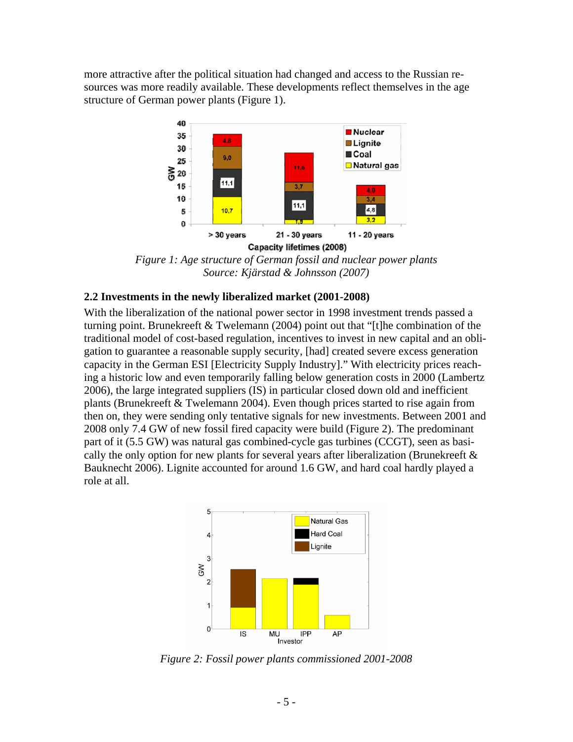more attractive after the political situation had changed and access to the Russian resources was more readily available. These developments reflect themselves in the age structure of German power plants (Figure 1).

*Figure 1: Age structure of German fossil and nuclear power plants*
*Source: Kjärstad & Johnsson (2007)*

### 2.2 Investments in the newly liberalized market (2001-2008)

With the liberalization of the national power sector in 1998 investment trends passed a turning point. Brunekreeft & Twelemann (2004) point out that "[t]he combination of the traditional model of cost-based regulation, incentives to invest in new capital and an obligation to guarantee a reasonable supply security, [had] created severe excess generation capacity in the German ESI [Electricity Supply Industry]." With electricity prices reaching a historic low and even temporarily falling below generation costs in 2000 (Lambertz 2006), the large integrated suppliers (IS) in particular closed down old and inefficient plants (Brunekreeft & Twelemann 2004). Even though prices started to rise again from then on, they were sending only tentative signals for new investments. Between 2001 and 2008 only 7.4 GW of new fossil fired capacity were build (Figure 2). The predominant part of it (5.5 GW) was natural gas combined-cycle gas turbines (CCGT), seen as basically the only option for new plants for several years after liberalization (Brunekreeft & Bauknecht 2006). Lignite accounted for around 1.6 GW, and hard coal hardly played a role at all.

*Figure 2: Fossil power plants commissioned 2001-2008*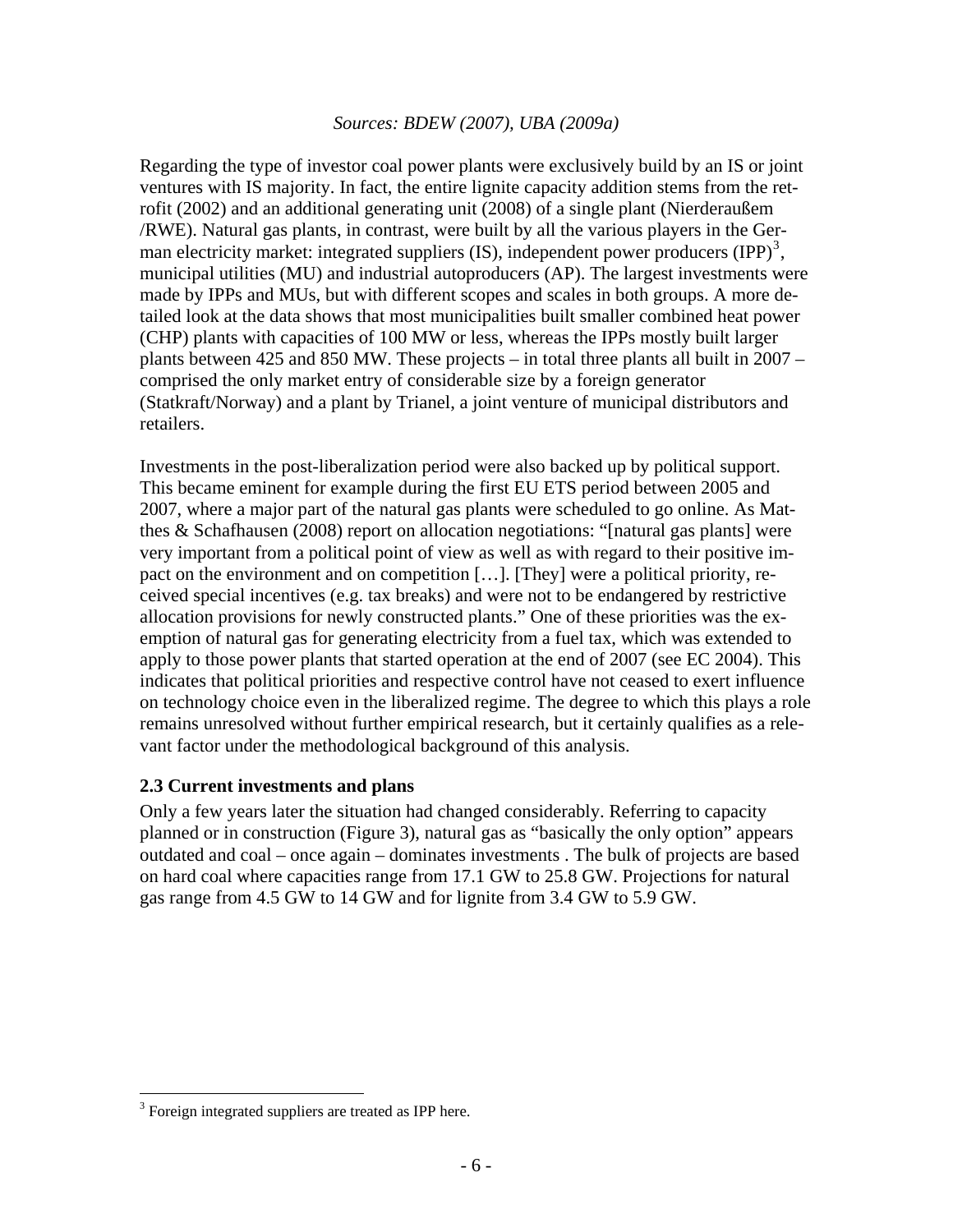*Sources: BDEW (2007), UBA (2009a)*

Regarding the type of investor coal power plants were exclusively build by an IS or joint ventures with IS majority. In fact, the entire lignite capacity addition stems from the retrofit (2002) and an additional generating unit (2008) of a single plant (Nierderaußem /RWE). Natural gas plants, in contrast, were built by all the various players in the German electricity market: integrated suppliers (IS), independent power producers (IPP)[3], municipal utilities (MU) and industrial autoproducers (AP). The largest investments were made by IPPs and MUs, but with different scopes and scales in both groups. A more detailed look at the data shows that most municipalities built smaller combined heat power (CHP) plants with capacities of 100 MW or less, whereas the IPPs mostly built larger plants between 425 and 850 MW. These projects – in total three plants all built in 2007 – comprised the only market entry of considerable size by a foreign generator (Statkraft/Norway) and a plant by Trianel, a joint venture of municipal distributors and retailers.

Investments in the post-liberalization period were also backed up by political support. This became eminent for example during the first EU ETS period between 2005 and 2007, where a major part of the natural gas plants were scheduled to go online. As Matthes & Schafhausen (2008) report on allocation negotiations: "[natural gas plants] were very important from a political point of view as well as with regard to their positive impact on the environment and on competition […]. [They] were a political priority, received special incentives (e.g. tax breaks) and were not to be endangered by restrictive allocation provisions for newly constructed plants." One of these priorities was the exemption of natural gas for generating electricity from a fuel tax, which was extended to apply to those power plants that started operation at the end of 2007 (see EC 2004). This indicates that political priorities and respective control have not ceased to exert influence on technology choice even in the liberalized regime. The degree to which this plays a role remains unresolved without further empirical research, but it certainly qualifies as a relevant factor under the methodological background of this analysis.

### 2.3 Current investments and plans

Only a few years later the situation had changed considerably. Referring to capacity planned or in construction (Figure 3), natural gas as "basically the only option" appears outdated and coal – once again – dominates investments . The bulk of projects are based on hard coal where capacities range from 17.1 GW to 25.8 GW. Projections for natural gas range from 4.5 GW to 14 GW and for lignite from 3.4 GW to 5.9 GW.

[3] Foreign integrated suppliers are treated as IPP here.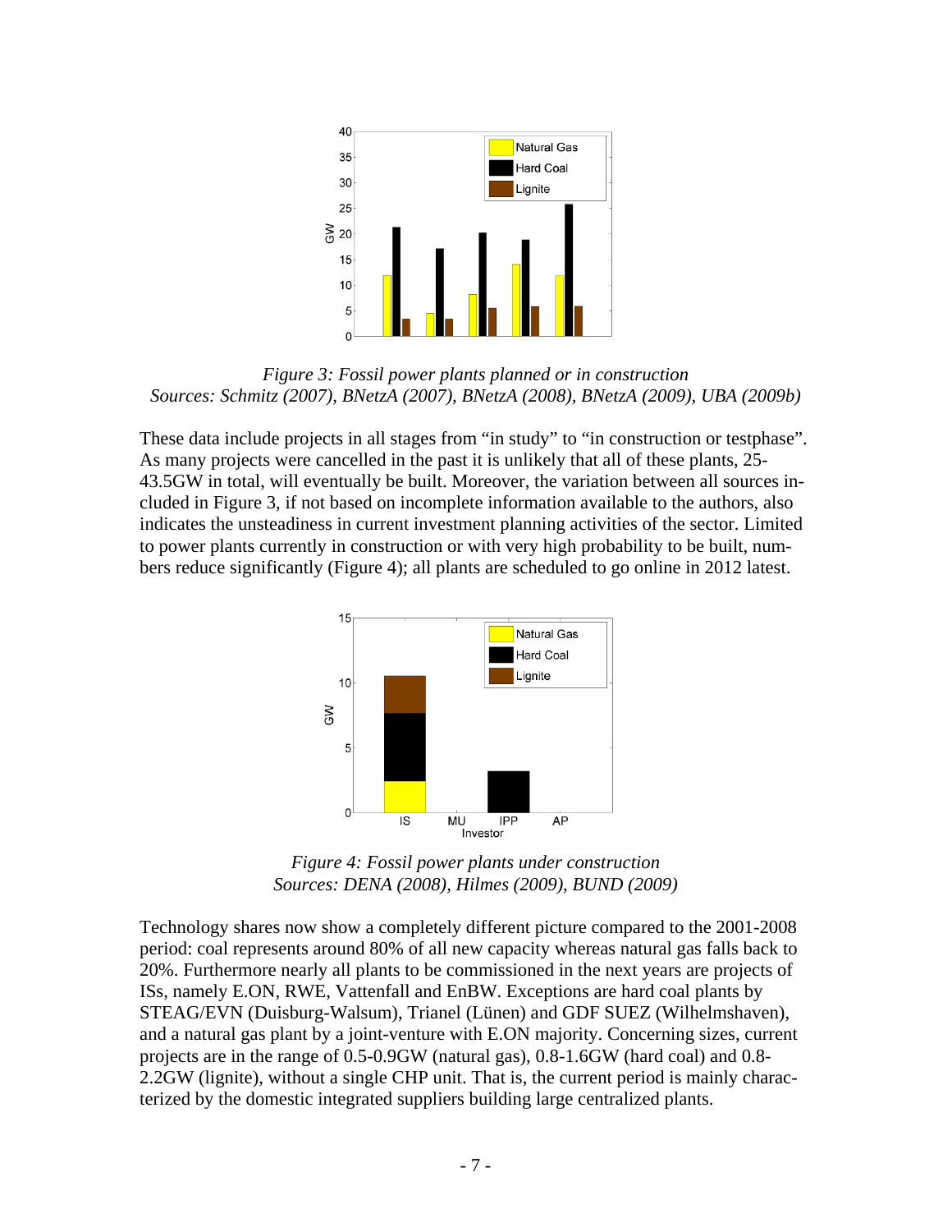*Figure 3: Fossil power plants planned or in construction*
*Sources: Schmitz (2007), BNetzA (2007), BNetzA (2008), BNetzA (2009), UBA (2009b)*

These data include projects in all stages from "in study" to "in construction or testphase". As many projects were cancelled in the past it is unlikely that all of these plants, 25-43.5GW in total, will eventually be built. Moreover, the variation between all sources included in Figure 3, if not based on incomplete information available to the authors, also indicates the unsteadiness in current investment planning activities of the sector. Limited to power plants currently in construction or with very high probability to be built, numbers reduce significantly (Figure 4); all plants are scheduled to go online in 2012 latest.

*Figure 4: Fossil power plants under construction*
*Sources: DENA (2008), Hilmes (2009), BUND (2009)*

Technology shares now show a completely different picture compared to the 2001-2008 period: coal represents around 80% of all new capacity whereas natural gas falls back to 20%. Furthermore nearly all plants to be commissioned in the next years are projects of ISs, namely E.ON, RWE, Vattenfall and EnBW. Exceptions are hard coal plants by STEAG/EVN (Duisburg-Walsum), Trianel (Lünen) and GDF SUEZ (Wilhelmshaven), and a natural gas plant by a joint-venture with E.ON majority. Concerning sizes, current projects are in the range of 0.5-0.9GW (natural gas), 0.8-1.6GW (hard coal) and 0.8-2.2GW (lignite), without a single CHP unit. That is, the current period is mainly characterized by the domestic integrated suppliers building large centralized plants.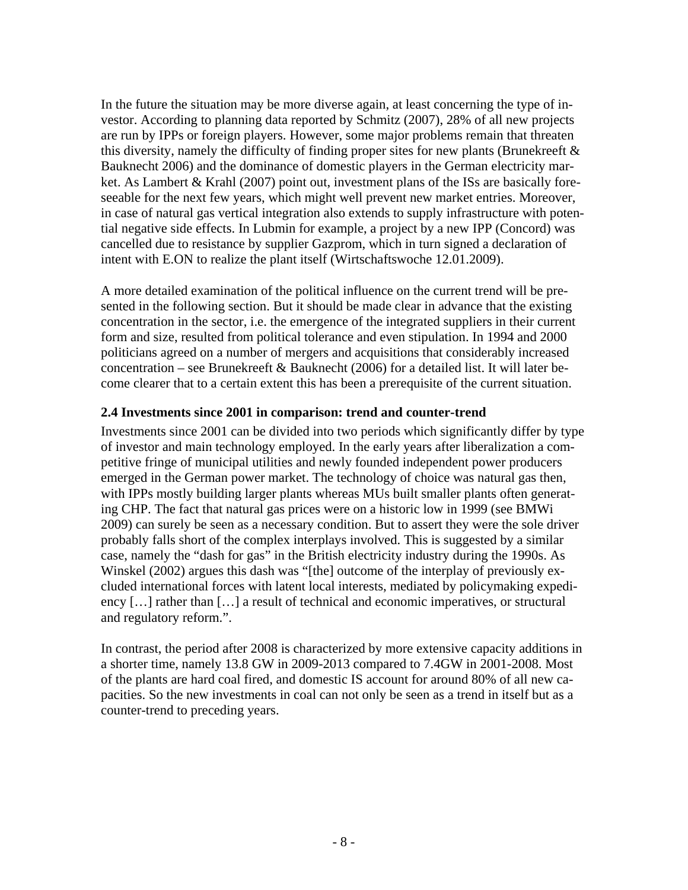In the future the situation may be more diverse again, at least concerning the type of investor. According to planning data reported by Schmitz (2007), 28% of all new projects are run by IPPs or foreign players. However, some major problems remain that threaten this diversity, namely the difficulty of finding proper sites for new plants (Brunekreeft & Bauknecht 2006) and the dominance of domestic players in the German electricity market. As Lambert & Krahl (2007) point out, investment plans of the ISs are basically foreseeable for the next few years, which might well prevent new market entries. Moreover, in case of natural gas vertical integration also extends to supply infrastructure with potential negative side effects. In Lubmin for example, a project by a new IPP (Concord) was cancelled due to resistance by supplier Gazprom, which in turn signed a declaration of intent with E.ON to realize the plant itself (Wirtschaftswoche 12.01.2009).

A more detailed examination of the political influence on the current trend will be presented in the following section. But it should be made clear in advance that the existing concentration in the sector, i.e. the emergence of the integrated suppliers in their current form and size, resulted from political tolerance and even stipulation. In 1994 and 2000 politicians agreed on a number of mergers and acquisitions that considerably increased concentration – see Brunekreeft & Bauknecht (2006) for a detailed list. It will later become clearer that to a certain extent this has been a prerequisite of the current situation.

### 2.4 Investments since 2001 in comparison: trend and counter-trend

Investments since 2001 can be divided into two periods which significantly differ by type of investor and main technology employed. In the early years after liberalization a competitive fringe of municipal utilities and newly founded independent power producers emerged in the German power market. The technology of choice was natural gas then, with IPPs mostly building larger plants whereas MUs built smaller plants often generating CHP. The fact that natural gas prices were on a historic low in 1999 (see BMWi 2009) can surely be seen as a necessary condition. But to assert they were the sole driver probably falls short of the complex interplays involved. This is suggested by a similar case, namely the "dash for gas" in the British electricity industry during the 1990s. As Winskel (2002) argues this dash was "[the] outcome of the interplay of previously excluded international forces with latent local interests, mediated by policymaking expediency […] rather than […] a result of technical and economic imperatives, or structural and regulatory reform.".

In contrast, the period after 2008 is characterized by more extensive capacity additions in a shorter time, namely 13.8 GW in 2009-2013 compared to 7.4GW in 2001-2008. Most of the plants are hard coal fired, and domestic IS account for around 80% of all new capacities. So the new investments in coal can not only be seen as a trend in itself but as a counter-trend to preceding years.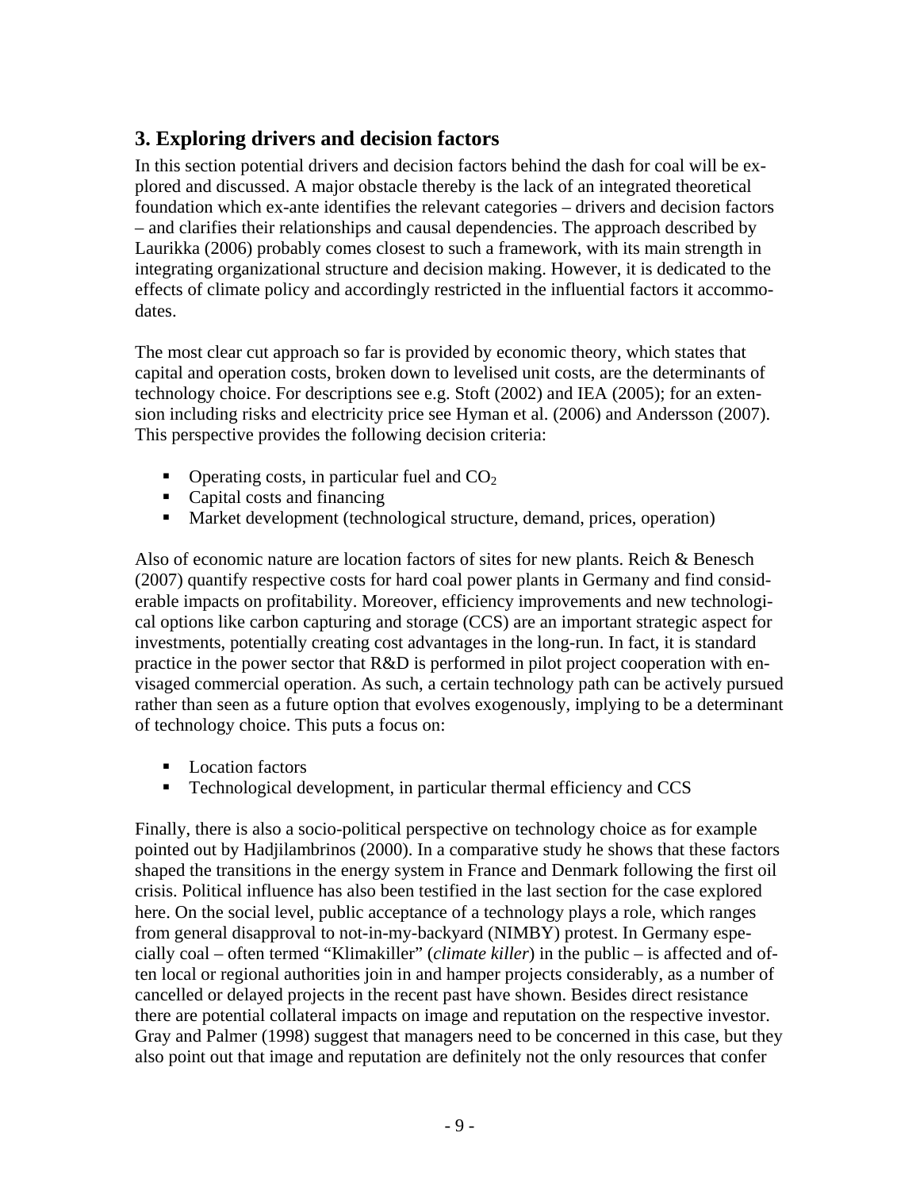## 3. Exploring drivers and decision factors

In this section potential drivers and decision factors behind the dash for coal will be explored and discussed. A major obstacle thereby is the lack of an integrated theoretical foundation which ex-ante identifies the relevant categories – drivers and decision factors – and clarifies their relationships and causal dependencies. The approach described by Laurikka (2006) probably comes closest to such a framework, with its main strength in integrating organizational structure and decision making. However, it is dedicated to the effects of climate policy and accordingly restricted in the influential factors it accommodates.

The most clear cut approach so far is provided by economic theory, which states that capital and operation costs, broken down to levelised unit costs, are the determinants of technology choice. For descriptions see e.g. Stoft (2002) and IEA (2005); for an extension including risks and electricity price see Hyman et al. (2006) and Andersson (2007). This perspective provides the following decision criteria:

- Operating costs, in particular fuel and $CO_2$
- Capital costs and financing
- Market development (technological structure, demand, prices, operation)

Also of economic nature are location factors of sites for new plants. Reich & Benesch (2007) quantify respective costs for hard coal power plants in Germany and find considerable impacts on profitability. Moreover, efficiency improvements and new technological options like carbon capturing and storage (CCS) are an important strategic aspect for investments, potentially creating cost advantages in the long-run. In fact, it is standard practice in the power sector that R&D is performed in pilot project cooperation with envisaged commercial operation. As such, a certain technology path can be actively pursued rather than seen as a future option that evolves exogenously, implying to be a determinant of technology choice. This puts a focus on:

- Location factors
- Technological development, in particular thermal efficiency and CCS

Finally, there is also a socio-political perspective on technology choice as for example pointed out by Hadjilambrinos (2000). In a comparative study he shows that these factors shaped the transitions in the energy system in France and Denmark following the first oil crisis. Political influence has also been testified in the last section for the case explored here. On the social level, public acceptance of a technology plays a role, which ranges from general disapproval to not-in-my-backyard (NIMBY) protest. In Germany especially coal – often termed "Klimakiller" (*climate killer*) in the public – is affected and often local or regional authorities join in and hamper projects considerably, as a number of cancelled or delayed projects in the recent past have shown. Besides direct resistance there are potential collateral impacts on image and reputation on the respective investor. Gray and Palmer (1998) suggest that managers need to be concerned in this case, but they also point out that image and reputation are definitely not the only resources that confer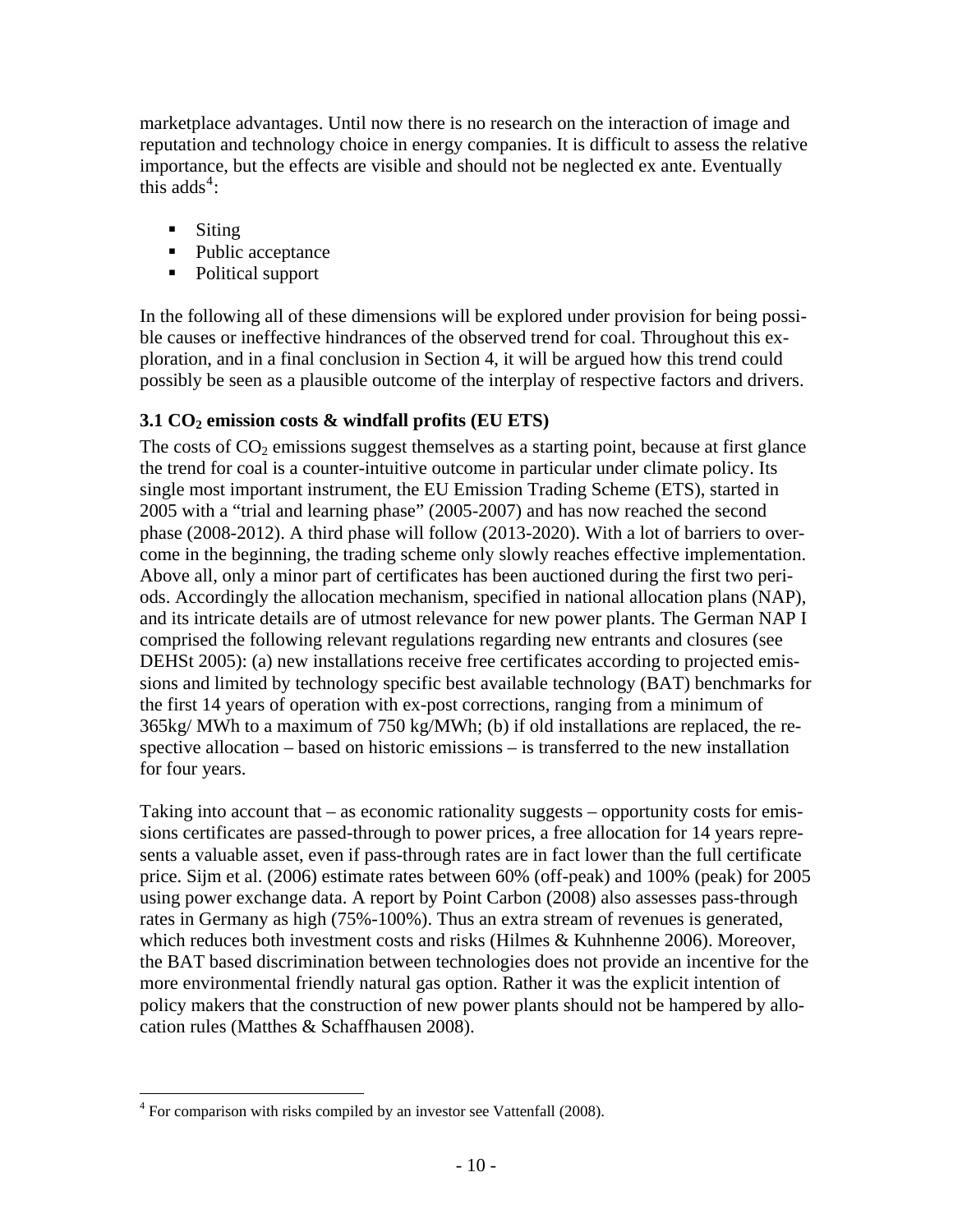marketplace advantages. Until now there is no research on the interaction of image and reputation and technology choice in energy companies. It is difficult to assess the relative importance, but the effects are visible and should not be neglected ex ante. Eventually this adds[4]:

- Siting
- Public acceptance
- Political support

In the following all of these dimensions will be explored under provision for being possible causes or ineffective hindrances of the observed trend for coal. Throughout this exploration, and in a final conclusion in Section 4, it will be argued how this trend could possibly be seen as a plausible outcome of the interplay of respective factors and drivers.

### 3.1 $CO_2$ emission costs & windfall profits (EU ETS)

The costs of $CO_2$ emissions suggest themselves as a starting point, because at first glance the trend for coal is a counter-intuitive outcome in particular under climate policy. Its single most important instrument, the EU Emission Trading Scheme (ETS), started in 2005 with a "trial and learning phase" (2005-2007) and has now reached the second phase (2008-2012). A third phase will follow (2013-2020). With a lot of barriers to overcome in the beginning, the trading scheme only slowly reaches effective implementation. Above all, only a minor part of certificates has been auctioned during the first two periods. Accordingly the allocation mechanism, specified in national allocation plans (NAP), and its intricate details are of utmost relevance for new power plants. The German NAP I comprised the following relevant regulations regarding new entrants and closures (see DEHSt 2005): (a) new installations receive free certificates according to projected emissions and limited by technology specific best available technology (BAT) benchmarks for the first 14 years of operation with ex-post corrections, ranging from a minimum of 365kg/ MWh to a maximum of 750 kg/MWh; (b) if old installations are replaced, the respective allocation – based on historic emissions – is transferred to the new installation for four years.

Taking into account that – as economic rationality suggests – opportunity costs for emissions certificates are passed-through to power prices, a free allocation for 14 years represents a valuable asset, even if pass-through rates are in fact lower than the full certificate price. Sijm et al. (2006) estimate rates between 60% (off-peak) and 100% (peak) for 2005 using power exchange data. A report by Point Carbon (2008) also assesses pass-through rates in Germany as high (75%-100%). Thus an extra stream of revenues is generated, which reduces both investment costs and risks (Hilmes & Kuhnhenne 2006). Moreover, the BAT based discrimination between technologies does not provide an incentive for the more environmental friendly natural gas option. Rather it was the explicit intention of policy makers that the construction of new power plants should not be hampered by allocation rules (Matthes & Schaffhausen 2008).

[4] For comparison with risks compiled by an investor see Vattenfall (2008).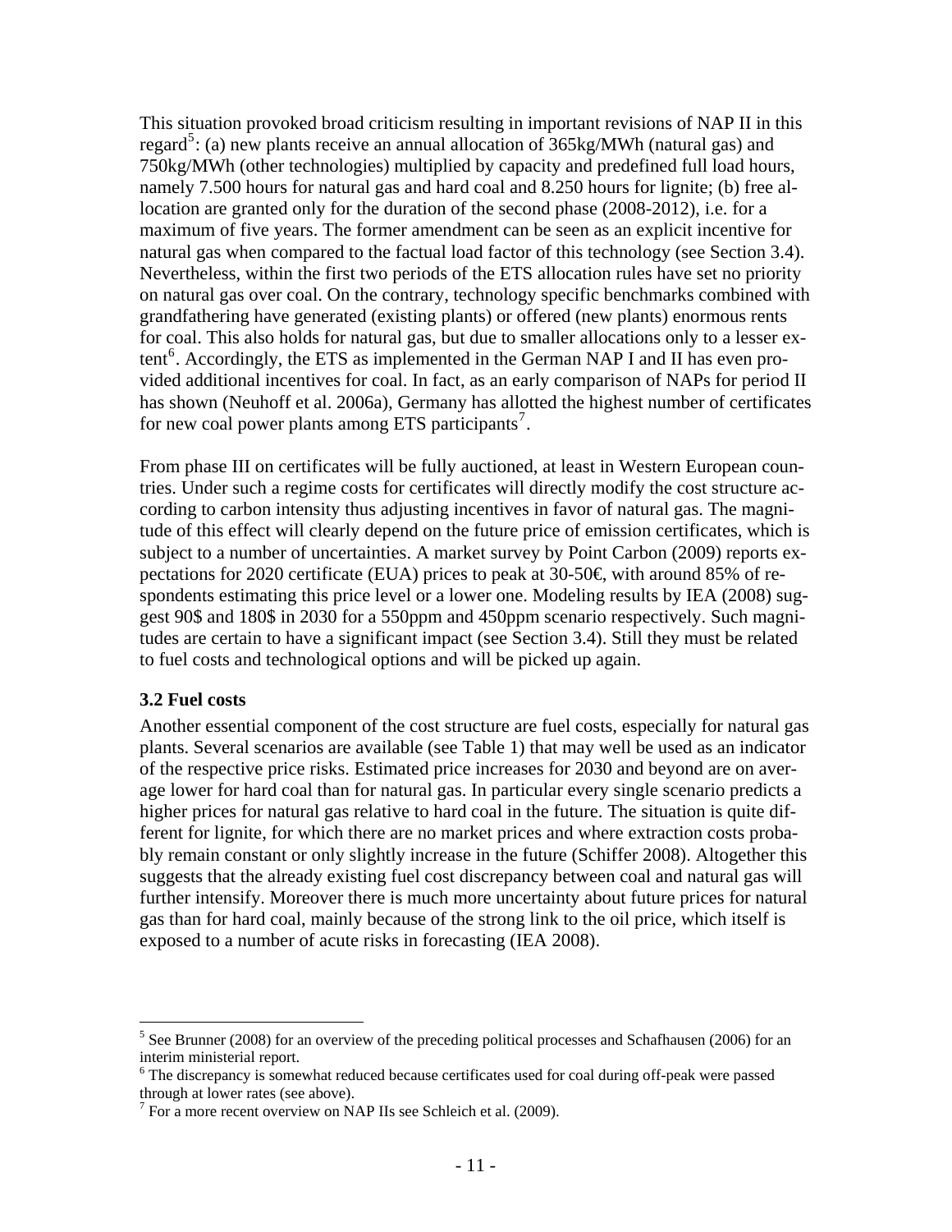This situation provoked broad criticism resulting in important revisions of NAP II in this regard[5]: (a) new plants receive an annual allocation of 365kg/MWh (natural gas) and 750kg/MWh (other technologies) multiplied by capacity and predefined full load hours, namely 7.500 hours for natural gas and hard coal and 8.250 hours for lignite; (b) free allocation are granted only for the duration of the second phase (2008-2012), i.e. for a maximum of five years. The former amendment can be seen as an explicit incentive for natural gas when compared to the factual load factor of this technology (see Section 3.4). Nevertheless, within the first two periods of the ETS allocation rules have set no priority on natural gas over coal. On the contrary, technology specific benchmarks combined with grandfathering have generated (existing plants) or offered (new plants) enormous rents for coal. This also holds for natural gas, but due to smaller allocations only to a lesser extent[6]. Accordingly, the ETS as implemented in the German NAP I and II has even provided additional incentives for coal. In fact, as an early comparison of NAPs for period II has shown (Neuhoff et al. 2006a), Germany has allotted the highest number of certificates for new coal power plants among ETS participants[7].

From phase III on certificates will be fully auctioned, at least in Western European countries. Under such a regime costs for certificates will directly modify the cost structure according to carbon intensity thus adjusting incentives in favor of natural gas. The magnitude of this effect will clearly depend on the future price of emission certificates, which is subject to a number of uncertainties. A market survey by Point Carbon (2009) reports expectations for 2020 certificate (EUA) prices to peak at 30-50€, with around 85% of respondents estimating this price level or a lower one. Modeling results by IEA (2008) suggest 90$ and 180$ in 2030 for a 550ppm and 450ppm scenario respectively. Such magnitudes are certain to have a significant impact (see Section 3.4). Still they must be related to fuel costs and technological options and will be picked up again.

### 3.2 Fuel costs

Another essential component of the cost structure are fuel costs, especially for natural gas plants. Several scenarios are available (see Table 1) that may well be used as an indicator of the respective price risks. Estimated price increases for 2030 and beyond are on average lower for hard coal than for natural gas. In particular every single scenario predicts a higher prices for natural gas relative to hard coal in the future. The situation is quite different for lignite, for which there are no market prices and where extraction costs probably remain constant or only slightly increase in the future (Schiffer 2008). Altogether this suggests that the already existing fuel cost discrepancy between coal and natural gas will further intensify. Moreover there is much more uncertainty about future prices for natural gas than for hard coal, mainly because of the strong link to the oil price, which itself is exposed to a number of acute risks in forecasting (IEA 2008).

---

[5] See Brunner (2008) for an overview of the preceding political processes and Schafhausen (2006) for an interim ministerial report.

[6] The discrepancy is somewhat reduced because certificates used for coal during off-peak were passed through at lower rates (see above).

[7] For a more recent overview on NAP IIs see Schleich et al. (2009).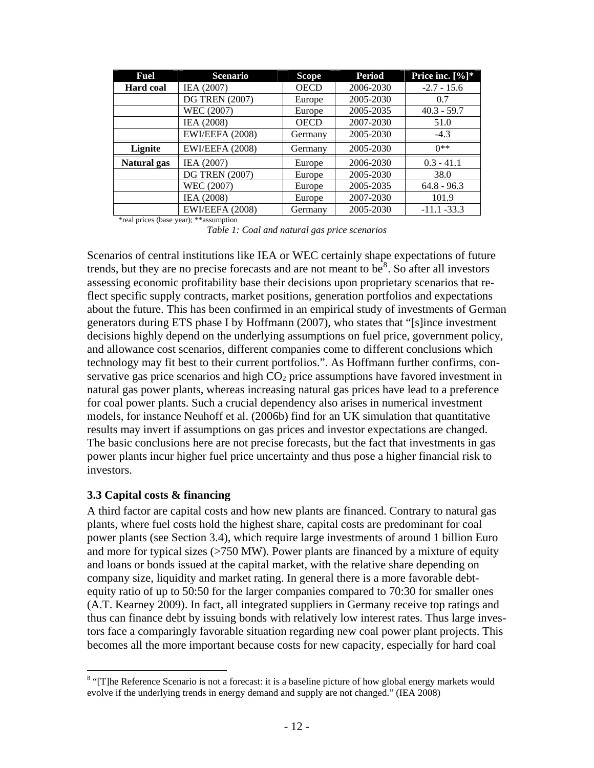| Fuel | Scenario | Scope | Period | Price inc. [%]* |
|---|---|---|---|---|
| **Hard coal** | IEA (2007) | OECD | 2006-2030 | -2.7 - 15.6 |
| | DG TREN (2007) | Europe | 2005-2030 | 0.7 |
| | WEC (2007) | Europe | 2005-2035 | 40.3 - 59.7 |
| | IEA (2008) | OECD | 2007-2030 | 51.0 |
| | EWI/EEFA (2008) | Germany | 2005-2030 | -4.3 |
| **Lignite** | EWI/EEFA (2008) | Germany | 2005-2030 | 0** |
| **Natural gas** | IEA (2007) | Europe | 2006-2030 | 0.3 - 41.1 |
| | DG TREN (2007) | Europe | 2005-2030 | 38.0 |
| | WEC (2007) | Europe | 2005-2035 | 64.8 - 96.3 |
| | IEA (2008) | Europe | 2007-2030 | 101.9 |
| | EWI/EEFA (2008) | Germany | 2005-2030 | -11.1 -33.3 |

*real prices (base year); **assumption

*Table 1: Coal and natural gas price scenarios*

Scenarios of central institutions like IEA or WEC certainly shape expectations of future trends, but they are no precise forecasts and are not meant to be[8]. So after all investors assessing economic profitability base their decisions upon proprietary scenarios that reflect specific supply contracts, market positions, generation portfolios and expectations about the future. This has been confirmed in an empirical study of investments of German generators during ETS phase I by Hoffmann (2007), who states that "[s]ince investment decisions highly depend on the underlying assumptions on fuel price, government policy, and allowance cost scenarios, different companies come to different conclusions which technology may fit best to their current portfolios.". As Hoffmann further confirms, conservative gas price scenarios and high $CO_2$ price assumptions have favored investment in natural gas power plants, whereas increasing natural gas prices have lead to a preference for coal power plants. Such a crucial dependency also arises in numerical investment models, for instance Neuhoff et al. (2006b) find for an UK simulation that quantitative results may invert if assumptions on gas prices and investor expectations are changed. The basic conclusions here are not precise forecasts, but the fact that investments in gas power plants incur higher fuel price uncertainty and thus pose a higher financial risk to investors.

### 3.3 Capital costs & financing

A third factor are capital costs and how new plants are financed. Contrary to natural gas plants, where fuel costs hold the highest share, capital costs are predominant for coal power plants (see Section 3.4), which require large investments of around 1 billion Euro and more for typical sizes (>750 MW). Power plants are financed by a mixture of equity and loans or bonds issued at the capital market, with the relative share depending on company size, liquidity and market rating. In general there is a more favorable debt-equity ratio of up to 50:50 for the larger companies compared to 70:30 for smaller ones (A.T. Kearney 2009). In fact, all integrated suppliers in Germany receive top ratings and thus can finance debt by issuing bonds with relatively low interest rates. Thus large investors face a comparingly favorable situation regarding new coal power plant projects. This becomes all the more important because costs for new capacity, especially for hard coal

[8] "[T]he Reference Scenario is not a forecast: it is a baseline picture of how global energy markets would evolve if the underlying trends in energy demand and supply are not changed." (IEA 2008)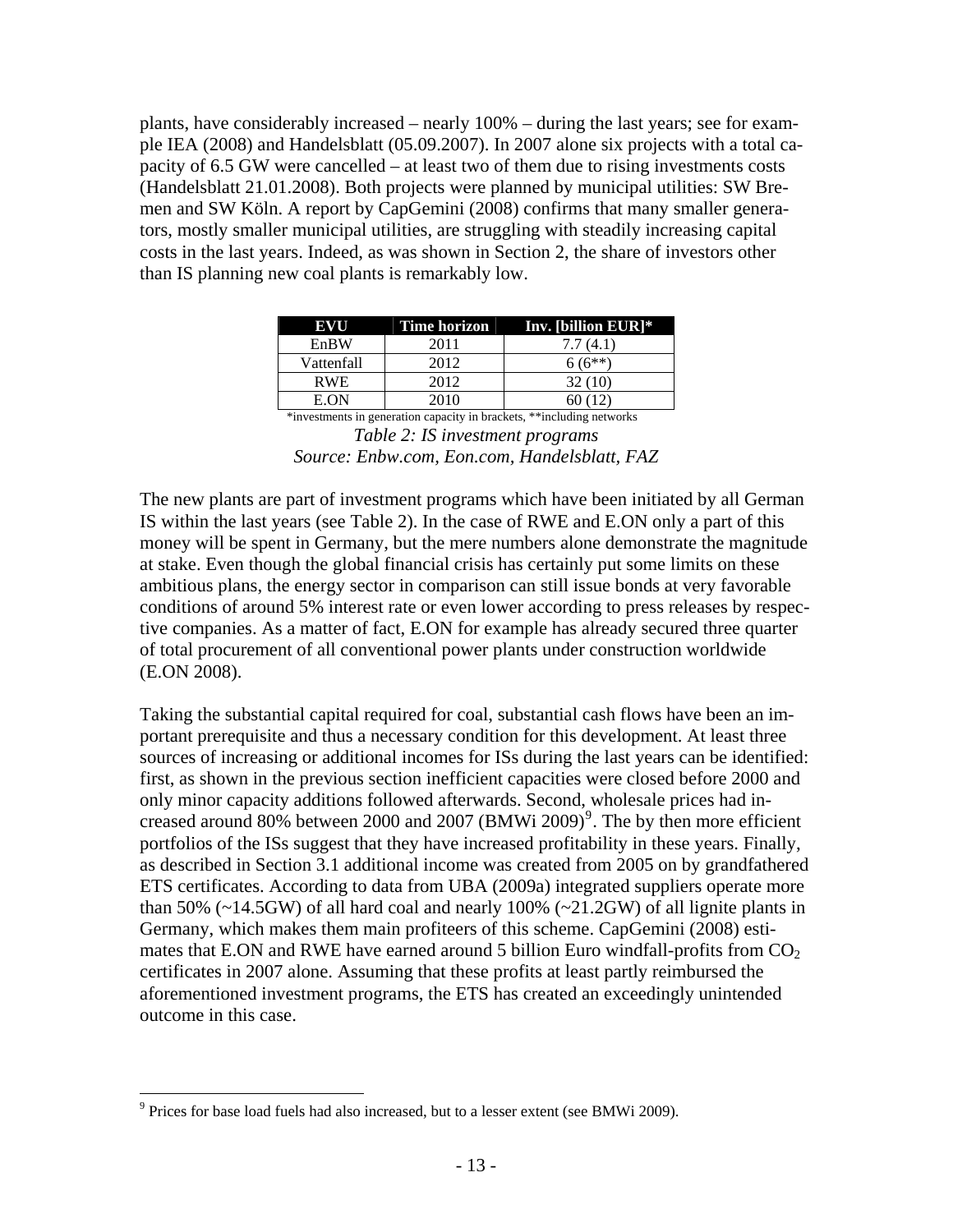plants, have considerably increased – nearly 100% – during the last years; see for example IEA (2008) and Handelsblatt (05.09.2007). In 2007 alone six projects with a total capacity of 6.5 GW were cancelled – at least two of them due to rising investments costs (Handelsblatt 21.01.2008). Both projects were planned by municipal utilities: SW Bremen and SW Köln. A report by CapGemini (2008) confirms that many smaller generators, mostly smaller municipal utilities, are struggling with steadily increasing capital costs in the last years. Indeed, as was shown in Section 2, the share of investors other than IS planning new coal plants is remarkably low.

| EVU | Time horizon | Inv. [billion EUR]* |
|---|---|---|
| EnBW | 2011 | 7.7 (4.1) |
| Vattenfall | 2012 | 6 (6**) |
| RWE | 2012 | 32 (10) |
| E.ON | 2010 | 60 (12) |

*investments in generation capacity in brackets, **including networks

*Table 2: IS investment programs*
*Source: Enbw.com, Eon.com, Handelsblatt, FAZ*

The new plants are part of investment programs which have been initiated by all German IS within the last years (see Table 2). In the case of RWE and E.ON only a part of this money will be spent in Germany, but the mere numbers alone demonstrate the magnitude at stake. Even though the global financial crisis has certainly put some limits on these ambitious plans, the energy sector in comparison can still issue bonds at very favorable conditions of around 5% interest rate or even lower according to press releases by respective companies. As a matter of fact, E.ON for example has already secured three quarter of total procurement of all conventional power plants under construction worldwide (E.ON 2008).

Taking the substantial capital required for coal, substantial cash flows have been an important prerequisite and thus a necessary condition for this development. At least three sources of increasing or additional incomes for ISs during the last years can be identified: first, as shown in the previous section inefficient capacities were closed before 2000 and only minor capacity additions followed afterwards. Second, wholesale prices had increased around 80% between 2000 and 2007 (BMWi 2009)[9]. The by then more efficient portfolios of the ISs suggest that they have increased profitability in these years. Finally, as described in Section 3.1 additional income was created from 2005 on by grandfathered ETS certificates. According to data from UBA (2009a) integrated suppliers operate more than 50% (~14.5GW) of all hard coal and nearly 100% (~21.2GW) of all lignite plants in Germany, which makes them main profiteers of this scheme. CapGemini (2008) estimates that E.ON and RWE have earned around 5 billion Euro windfall-profits from $CO_2$ certificates in 2007 alone. Assuming that these profits at least partly reimbursed the aforementioned investment programs, the ETS has created an exceedingly unintended outcome in this case.

[9] Prices for base load fuels had also increased, but to a lesser extent (see BMWi 2009).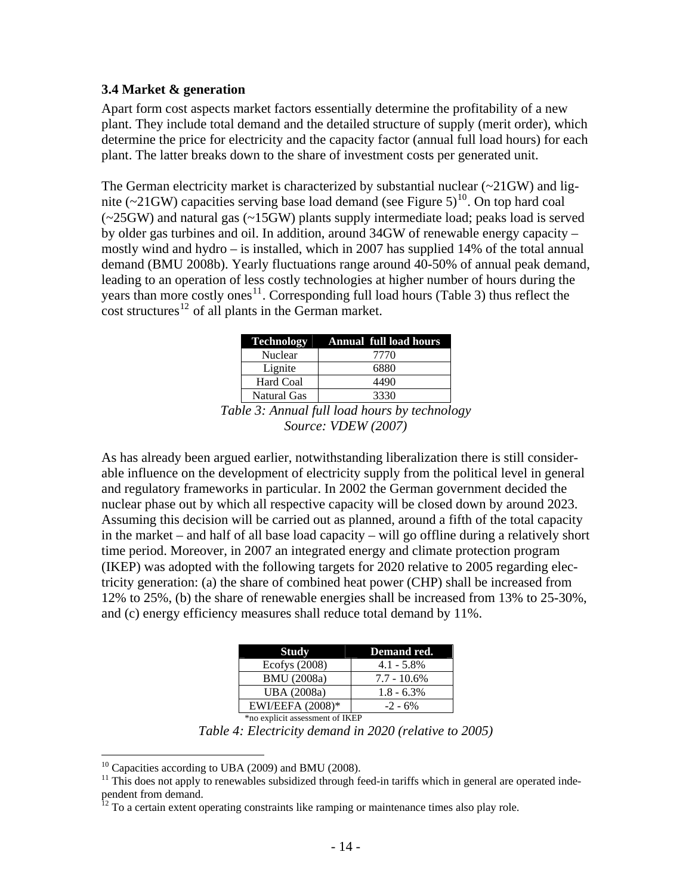### 3.4 Market & generation

Apart form cost aspects market factors essentially determine the profitability of a new plant. They include total demand and the detailed structure of supply (merit order), which determine the price for electricity and the capacity factor (annual full load hours) for each plant. The latter breaks down to the share of investment costs per generated unit.

The German electricity market is characterized by substantial nuclear (~21GW) and lignite (~21GW) capacities serving base load demand (see Figure 5)[10]. On top hard coal (~25GW) and natural gas (~15GW) plants supply intermediate load; peaks load is served by older gas turbines and oil. In addition, around 34GW of renewable energy capacity – mostly wind and hydro – is installed, which in 2007 has supplied 14% of the total annual demand (BMU 2008b). Yearly fluctuations range around 40-50% of annual peak demand, leading to an operation of less costly technologies at higher number of hours during the years than more costly ones[11]. Corresponding full load hours (Table 3) thus reflect the cost structures[12] of all plants in the German market.

| Technology | Annual full load hours |
|---|---|
| Nuclear | 7770 |
| Lignite | 6880 |
| Hard Coal | 4490 |
| Natural Gas | 3330 |

*Table 3: Annual full load hours by technology*
*Source: VDEW (2007)*

As has already been argued earlier, notwithstanding liberalization there is still considerable influence on the development of electricity supply from the political level in general and regulatory frameworks in particular. In 2002 the German government decided the nuclear phase out by which all respective capacity will be closed down by around 2023. Assuming this decision will be carried out as planned, around a fifth of the total capacity in the market – and half of all base load capacity – will go offline during a relatively short time period. Moreover, in 2007 an integrated energy and climate protection program (IKEP) was adopted with the following targets for 2020 relative to 2005 regarding electricity generation: (a) the share of combined heat power (CHP) shall be increased from 12% to 25%, (b) the share of renewable energies shall be increased from 13% to 25-30%, and (c) energy efficiency measures shall reduce total demand by 11%.

| Study | Demand red. |
|---|---|
| Ecofys (2008) | 4.1 - 5.8% |
| BMU (2008a) | 7.7 - 10.6% |
| UBA (2008a) | 1.8 - 6.3% |
| EWI/EEFA (2008)* | -2 - 6% |

*no explicit assessment of IKEP

*Table 4: Electricity demand in 2020 (relative to 2005)*

---

[10] Capacities according to UBA (2009) and BMU (2008).

[11] This does not apply to renewables subsidized through feed-in tariffs which in general are operated independent from demand.

[12] To a certain extent operating constraints like ramping or maintenance times also play role.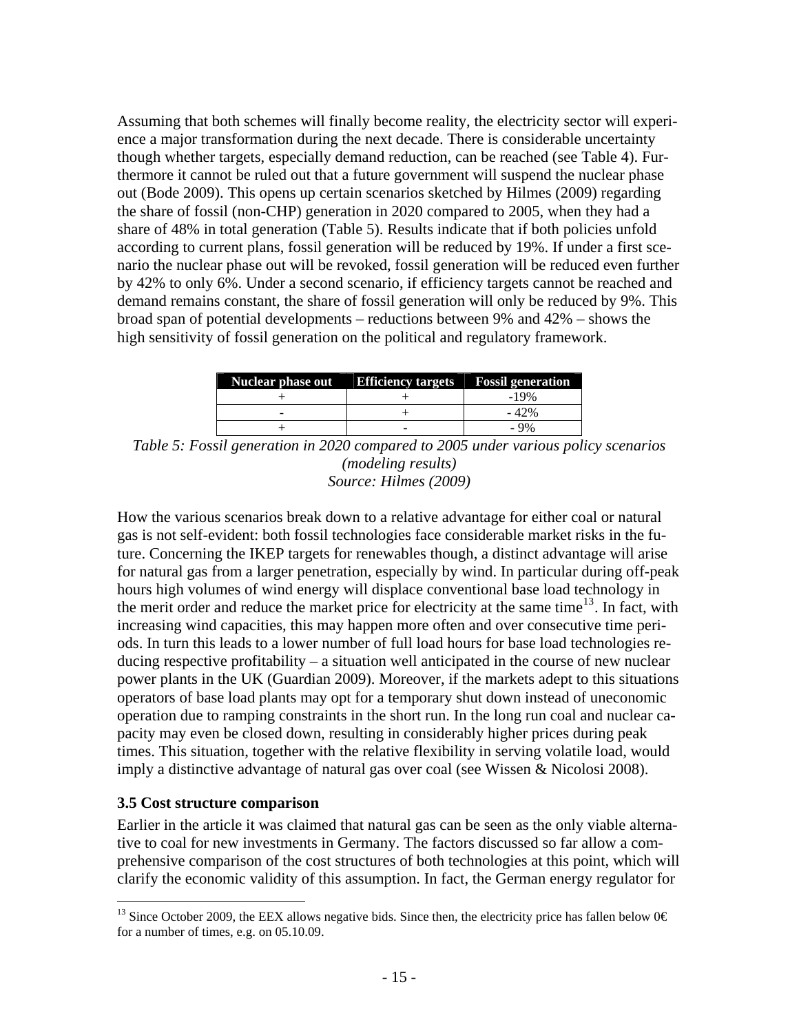Assuming that both schemes will finally become reality, the electricity sector will experience a major transformation during the next decade. There is considerable uncertainty though whether targets, especially demand reduction, can be reached (see Table 4). Furthermore it cannot be ruled out that a future government will suspend the nuclear phase out (Bode 2009). This opens up certain scenarios sketched by Hilmes (2009) regarding the share of fossil (non-CHP) generation in 2020 compared to 2005, when they had a share of 48% in total generation (Table 5). Results indicate that if both policies unfold according to current plans, fossil generation will be reduced by 19%. If under a first scenario the nuclear phase out will be revoked, fossil generation will be reduced even further by 42% to only 6%. Under a second scenario, if efficiency targets cannot be reached and demand remains constant, the share of fossil generation will only be reduced by 9%. This broad span of potential developments – reductions between 9% and 42% – shows the high sensitivity of fossil generation on the political and regulatory framework.

| Nuclear phase out | Efficiency targets | Fossil generation |
|---|---|---|
| + | + | -19% |
| - | + | - 42% |
| + | - | - 9% |

*Table 5: Fossil generation in 2020 compared to 2005 under various policy scenarios (modeling results)*
*Source: Hilmes (2009)*

How the various scenarios break down to a relative advantage for either coal or natural gas is not self-evident: both fossil technologies face considerable market risks in the future. Concerning the IKEP targets for renewables though, a distinct advantage will arise for natural gas from a larger penetration, especially by wind. In particular during off-peak hours high volumes of wind energy will displace conventional base load technology in the merit order and reduce the market price for electricity at the same time[13]. In fact, with increasing wind capacities, this may happen more often and over consecutive time periods. In turn this leads to a lower number of full load hours for base load technologies reducing respective profitability – a situation well anticipated in the course of new nuclear power plants in the UK (Guardian 2009). Moreover, if the markets adept to this situations operators of base load plants may opt for a temporary shut down instead of uneconomic operation due to ramping constraints in the short run. In the long run coal and nuclear capacity may even be closed down, resulting in considerably higher prices during peak times. This situation, together with the relative flexibility in serving volatile load, would imply a distinctive advantage of natural gas over coal (see Wissen & Nicolosi 2008).

### 3.5 Cost structure comparison

Earlier in the article it was claimed that natural gas can be seen as the only viable alternative to coal for new investments in Germany. The factors discussed so far allow a comprehensive comparison of the cost structures of both technologies at this point, which will clarify the economic validity of this assumption. In fact, the German energy regulator for

---

[13] Since October 2009, the EEX allows negative bids. Since then, the electricity price has fallen below 0€ for a number of times, e.g. on 05.10.09.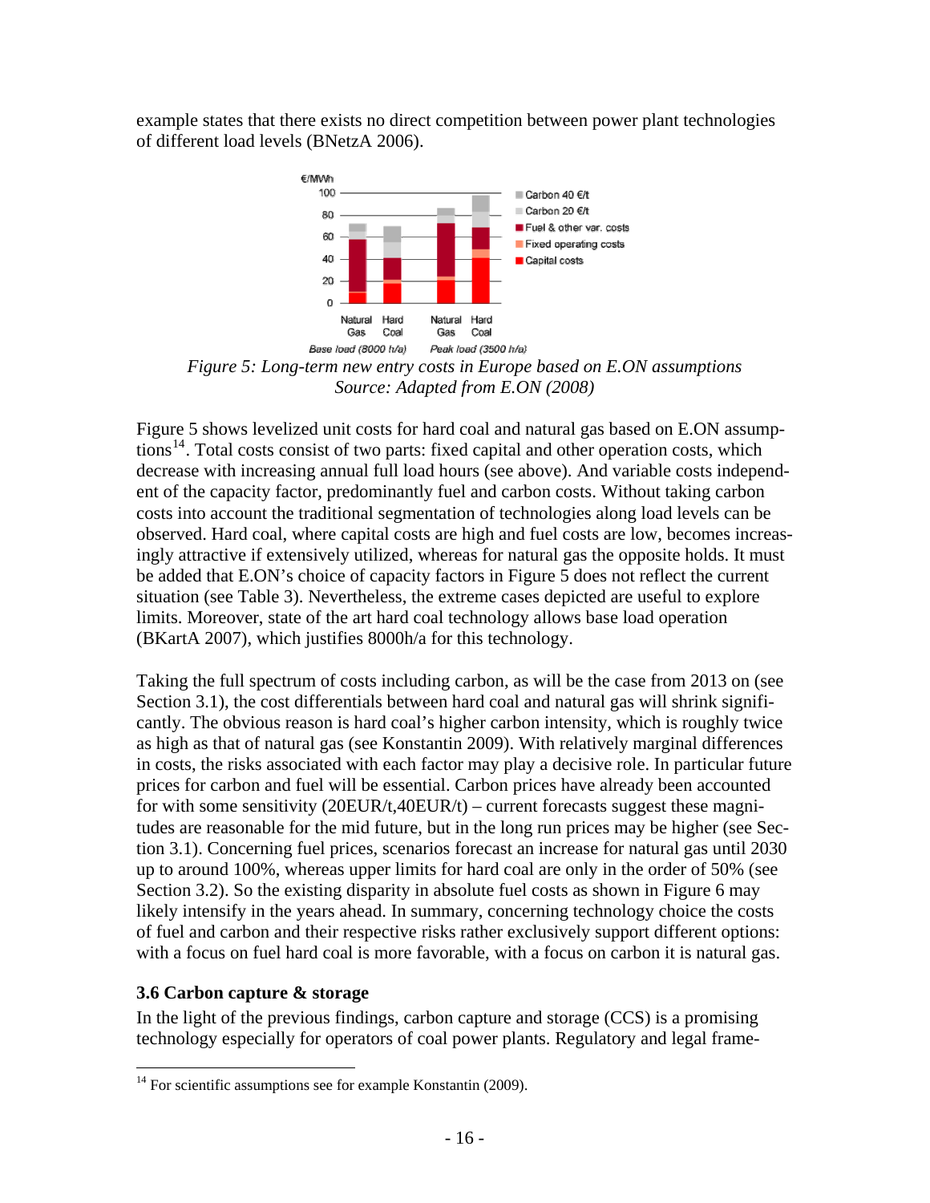example states that there exists no direct competition between power plant technologies of different load levels (BNetzA 2006).

*Figure 5: Long-term new entry costs in Europe based on E.ON assumptions*
*Source: Adapted from E.ON (2008)*

Figure 5 shows levelized unit costs for hard coal and natural gas based on E.ON assumptions[14]. Total costs consist of two parts: fixed capital and other operation costs, which decrease with increasing annual full load hours (see above). And variable costs independent of the capacity factor, predominantly fuel and carbon costs. Without taking carbon costs into account the traditional segmentation of technologies along load levels can be observed. Hard coal, where capital costs are high and fuel costs are low, becomes increasingly attractive if extensively utilized, whereas for natural gas the opposite holds. It must be added that E.ON's choice of capacity factors in Figure 5 does not reflect the current situation (see Table 3). Nevertheless, the extreme cases depicted are useful to explore limits. Moreover, state of the art hard coal technology allows base load operation (BKartA 2007), which justifies 8000h/a for this technology.

Taking the full spectrum of costs including carbon, as will be the case from 2013 on (see Section 3.1), the cost differentials between hard coal and natural gas will shrink significantly. The obvious reason is hard coal's higher carbon intensity, which is roughly twice as high as that of natural gas (see Konstantin 2009). With relatively marginal differences in costs, the risks associated with each factor may play a decisive role. In particular future prices for carbon and fuel will be essential. Carbon prices have already been accounted for with some sensitivity (20EUR/t,40EUR/t) – current forecasts suggest these magnitudes are reasonable for the mid future, but in the long run prices may be higher (see Section 3.1). Concerning fuel prices, scenarios forecast an increase for natural gas until 2030 up to around 100%, whereas upper limits for hard coal are only in the order of 50% (see Section 3.2). So the existing disparity in absolute fuel costs as shown in Figure 6 may likely intensify in the years ahead. In summary, concerning technology choice the costs of fuel and carbon and their respective risks rather exclusively support different options: with a focus on fuel hard coal is more favorable, with a focus on carbon it is natural gas.

### 3.6 Carbon capture & storage

In the light of the previous findings, carbon capture and storage (CCS) is a promising technology especially for operators of coal power plants. Regulatory and legal frame-

[14] For scientific assumptions see for example Konstantin (2009).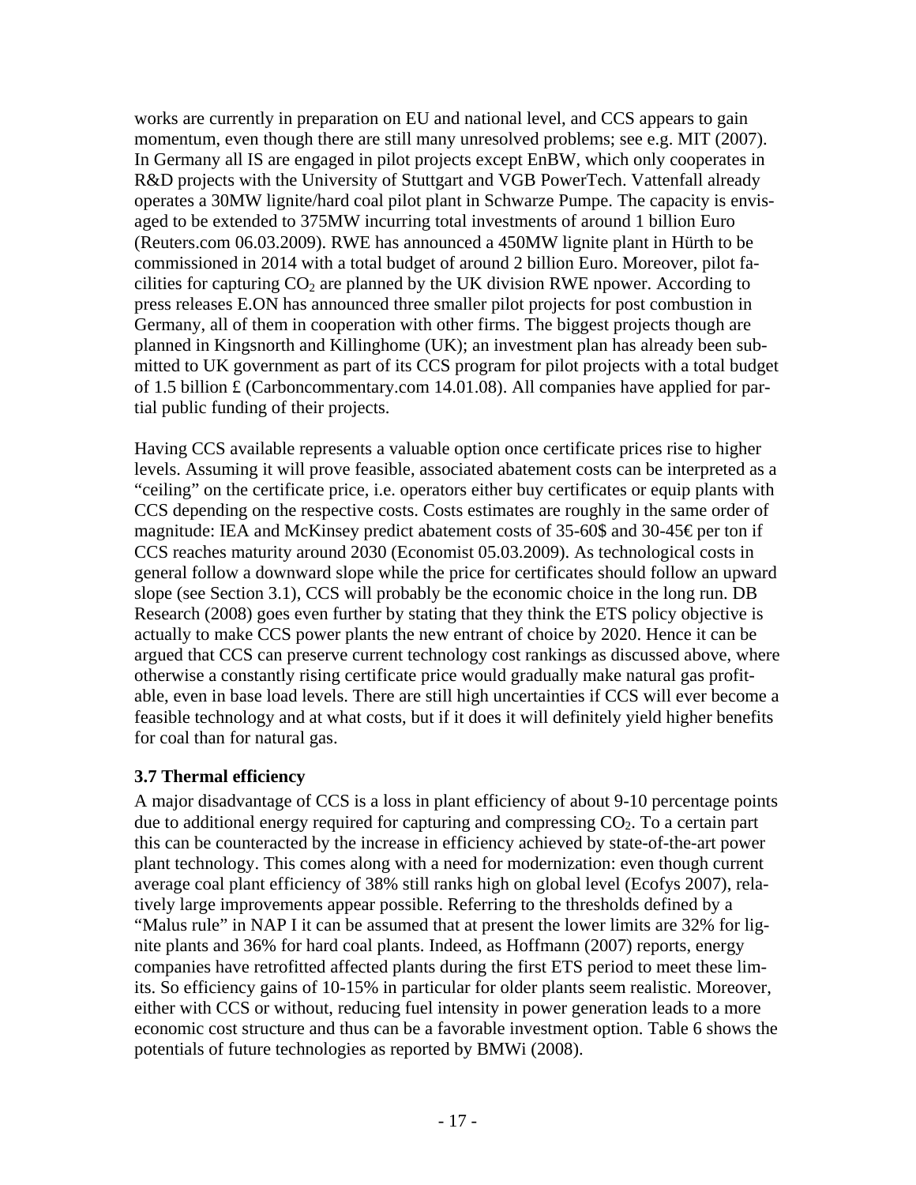works are currently in preparation on EU and national level, and CCS appears to gain momentum, even though there are still many unresolved problems; see e.g. MIT (2007). In Germany all IS are engaged in pilot projects except EnBW, which only cooperates in R&D projects with the University of Stuttgart and VGB PowerTech. Vattenfall already operates a 30MW lignite/hard coal pilot plant in Schwarze Pumpe. The capacity is envisaged to be extended to 375MW incurring total investments of around 1 billion Euro (Reuters.com 06.03.2009). RWE has announced a 450MW lignite plant in Hürth to be commissioned in 2014 with a total budget of around 2 billion Euro. Moreover, pilot facilities for capturing $CO_2$ are planned by the UK division RWE npower. According to press releases E.ON has announced three smaller pilot projects for post combustion in Germany, all of them in cooperation with other firms. The biggest projects though are planned in Kingsnorth and Killinghome (UK); an investment plan has already been submitted to UK government as part of its CCS program for pilot projects with a total budget of 1.5 billion £ (Carboncommentary.com 14.01.08). All companies have applied for partial public funding of their projects.

Having CCS available represents a valuable option once certificate prices rise to higher levels. Assuming it will prove feasible, associated abatement costs can be interpreted as a "ceiling" on the certificate price, i.e. operators either buy certificates or equip plants with CCS depending on the respective costs. Costs estimates are roughly in the same order of magnitude: IEA and McKinsey predict abatement costs of 35-60$ and 30-45€ per ton if CCS reaches maturity around 2030 (Economist 05.03.2009). As technological costs in general follow a downward slope while the price for certificates should follow an upward slope (see Section 3.1), CCS will probably be the economic choice in the long run. DB Research (2008) goes even further by stating that they think the ETS policy objective is actually to make CCS power plants the new entrant of choice by 2020. Hence it can be argued that CCS can preserve current technology cost rankings as discussed above, where otherwise a constantly rising certificate price would gradually make natural gas profitable, even in base load levels. There are still high uncertainties if CCS will ever become a feasible technology and at what costs, but if it does it will definitely yield higher benefits for coal than for natural gas.

### 3.7 Thermal efficiency

A major disadvantage of CCS is a loss in plant efficiency of about 9-10 percentage points due to additional energy required for capturing and compressing $CO_2$. To a certain part this can be counteracted by the increase in efficiency achieved by state-of-the-art power plant technology. This comes along with a need for modernization: even though current average coal plant efficiency of 38% still ranks high on global level (Ecofys 2007), relatively large improvements appear possible. Referring to the thresholds defined by a "Malus rule" in NAP I it can be assumed that at present the lower limits are 32% for lignite plants and 36% for hard coal plants. Indeed, as Hoffmann (2007) reports, energy companies have retrofitted affected plants during the first ETS period to meet these limits. So efficiency gains of 10-15% in particular for older plants seem realistic. Moreover, either with CCS or without, reducing fuel intensity in power generation leads to a more economic cost structure and thus can be a favorable investment option. Table 6 shows the potentials of future technologies as reported by BMWi (2008).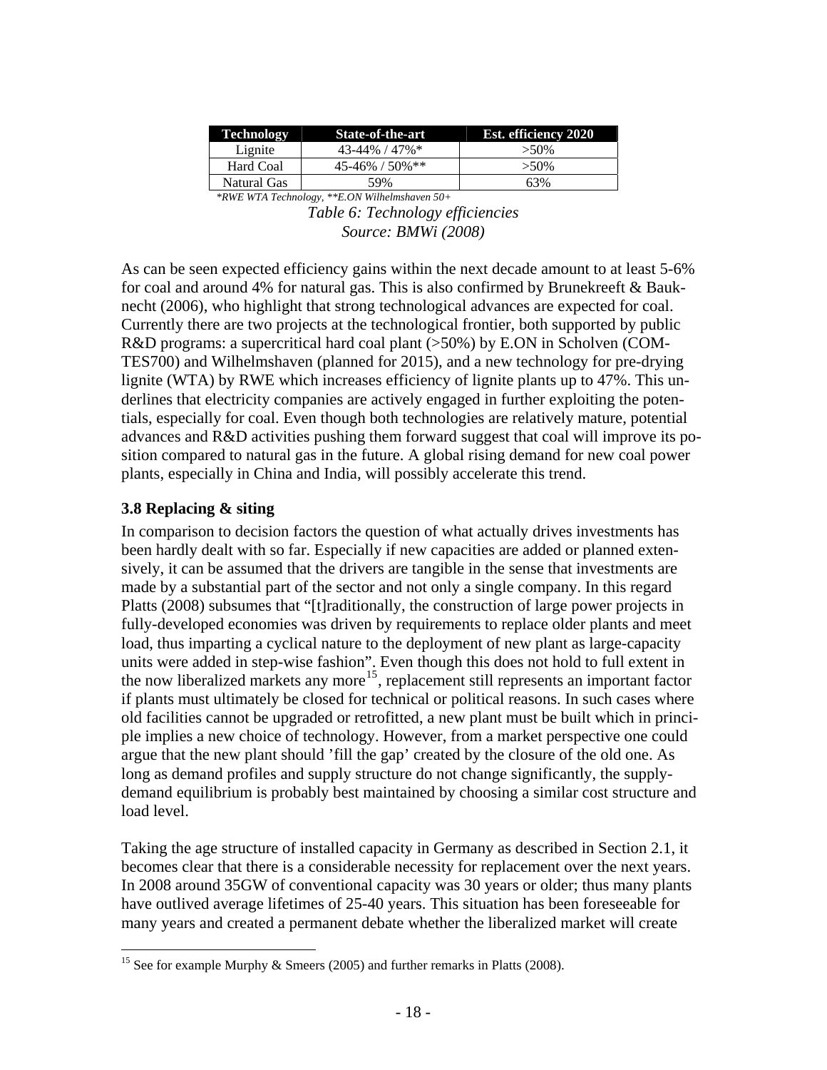| Technology | State-of-the-art | Est. efficiency 2020 |
|---|---|---|
| Lignite | 43-44% / 47%* | >50% |
| Hard Coal | 45-46% / 50%** | >50% |
| Natural Gas | 59% | 63% |

*\*RWE WTA Technology, \*\*E.ON Wilhelmshaven 50+*

*Table 6: Technology efficiencies*
*Source: BMWi (2008)*

As can be seen expected efficiency gains within the next decade amount to at least 5-6% for coal and around 4% for natural gas. This is also confirmed by Brunekreeft & Bauknecht (2006), who highlight that strong technological advances are expected for coal. Currently there are two projects at the technological frontier, both supported by public R&D programs: a supercritical hard coal plant (>50%) by E.ON in Scholven (COM-TES700) and Wilhelmshaven (planned for 2015), and a new technology for pre-drying lignite (WTA) by RWE which increases efficiency of lignite plants up to 47%. This underlines that electricity companies are actively engaged in further exploiting the potentials, especially for coal. Even though both technologies are relatively mature, potential advances and R&D activities pushing them forward suggest that coal will improve its position compared to natural gas in the future. A global rising demand for new coal power plants, especially in China and India, will possibly accelerate this trend.

### 3.8 Replacing & siting

In comparison to decision factors the question of what actually drives investments has been hardly dealt with so far. Especially if new capacities are added or planned extensively, it can be assumed that the drivers are tangible in the sense that investments are made by a substantial part of the sector and not only a single company. In this regard Platts (2008) subsumes that "[t]raditionally, the construction of large power projects in fully-developed economies was driven by requirements to replace older plants and meet load, thus imparting a cyclical nature to the deployment of new plant as large-capacity units were added in step-wise fashion". Even though this does not hold to full extent in the now liberalized markets any more[15], replacement still represents an important factor if plants must ultimately be closed for technical or political reasons. In such cases where old facilities cannot be upgraded or retrofitted, a new plant must be built which in principle implies a new choice of technology. However, from a market perspective one could argue that the new plant should 'fill the gap' created by the closure of the old one. As long as demand profiles and supply structure do not change significantly, the supply-demand equilibrium is probably best maintained by choosing a similar cost structure and load level.

Taking the age structure of installed capacity in Germany as described in Section 2.1, it becomes clear that there is a considerable necessity for replacement over the next years. In 2008 around 35GW of conventional capacity was 30 years or older; thus many plants have outlived average lifetimes of 25-40 years. This situation has been foreseeable for many years and created a permanent debate whether the liberalized market will create

[15] See for example Murphy & Smeers (2005) and further remarks in Platts (2008).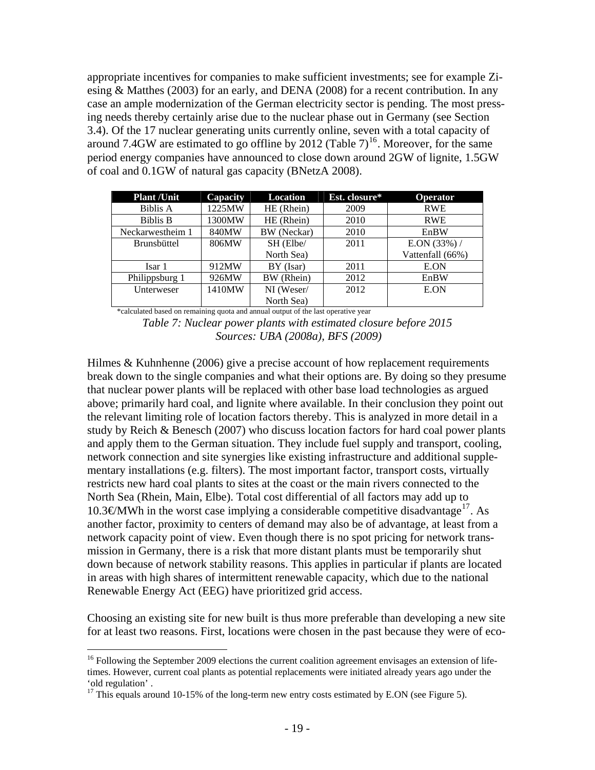appropriate incentives for companies to make sufficient investments; see for example Ziesing & Matthes (2003) for an early, and DENA (2008) for a recent contribution. In any case an ample modernization of the German electricity sector is pending. The most pressing needs thereby certainly arise due to the nuclear phase out in Germany (see Section 3.4). Of the 17 nuclear generating units currently online, seven with a total capacity of around 7.4GW are estimated to go offline by 2012 (Table 7)[16]. Moreover, for the same period energy companies have announced to close down around 2GW of lignite, 1.5GW of coal and 0.1GW of natural gas capacity (BNetzA 2008).

| Plant /Unit | Capacity | Location | Est. closure* | Operator |
|---|---|---|---|---|
| Biblis A | 1225MW | HE (Rhein) | 2009 | RWE |
| Biblis B | 1300MW | HE (Rhein) | 2010 | RWE |
| Neckarwestheim 1 | 840MW | BW (Neckar) | 2010 | EnBW |
| Brunsbüttel | 806MW | SH (Elbe/ North Sea) | 2011 | E.ON (33%) / Vattenfall (66%) |
| Isar 1 | 912MW | BY (Isar) | 2011 | E.ON |
| Philippsburg 1 | 926MW | BW (Rhein) | 2012 | EnBW |
| Unterweser | 1410MW | NI (Weser/ North Sea) | 2012 | E.ON |

*calculated based on remaining quota and annual output of the last operative year

*Table 7: Nuclear power plants with estimated closure before 2015*
*Sources: UBA (2008a), BFS (2009)*

Hilmes & Kuhnhenne (2006) give a precise account of how replacement requirements break down to the single companies and what their options are. By doing so they presume that nuclear power plants will be replaced with other base load technologies as argued above; primarily hard coal, and lignite where available. In their conclusion they point out the relevant limiting role of location factors thereby. This is analyzed in more detail in a study by Reich & Benesch (2007) who discuss location factors for hard coal power plants and apply them to the German situation. They include fuel supply and transport, cooling, network connection and site synergies like existing infrastructure and additional supplementary installations (e.g. filters). The most important factor, transport costs, virtually restricts new hard coal plants to sites at the coast or the main rivers connected to the North Sea (Rhein, Main, Elbe). Total cost differential of all factors may add up to 10.3€/MWh in the worst case implying a considerable competitive disadvantage[17]. As another factor, proximity to centers of demand may also be of advantage, at least from a network capacity point of view. Even though there is no spot pricing for network transmission in Germany, there is a risk that more distant plants must be temporarily shut down because of network stability reasons. This applies in particular if plants are located in areas with high shares of intermittent renewable capacity, which due to the national Renewable Energy Act (EEG) have prioritized grid access.

Choosing an existing site for new built is thus more preferable than developing a new site for at least two reasons. First, locations were chosen in the past because they were of eco-

[16] Following the September 2009 elections the current coalition agreement envisages an extension of lifetimes. However, current coal plants as potential replacements were initiated already years ago under the 'old regulation' .

[17] This equals around 10-15% of the long-term new entry costs estimated by E.ON (see Figure 5).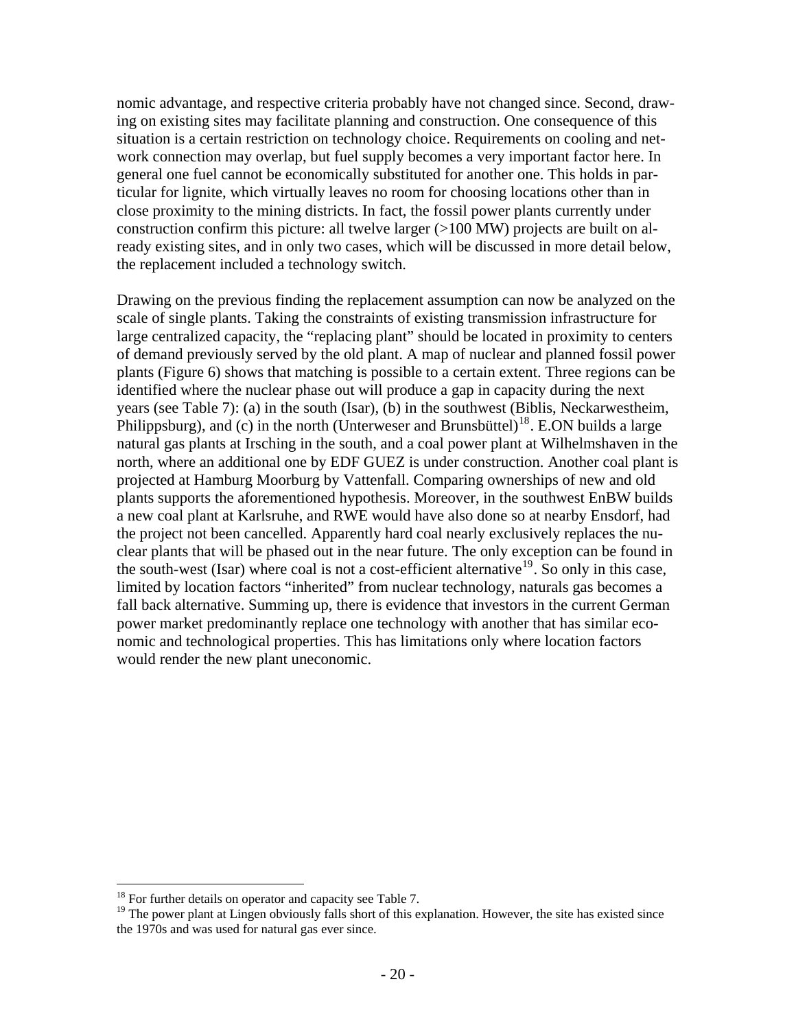nomic advantage, and respective criteria probably have not changed since. Second, drawing on existing sites may facilitate planning and construction. One consequence of this situation is a certain restriction on technology choice. Requirements on cooling and network connection may overlap, but fuel supply becomes a very important factor here. In general one fuel cannot be economically substituted for another one. This holds in particular for lignite, which virtually leaves no room for choosing locations other than in close proximity to the mining districts. In fact, the fossil power plants currently under construction confirm this picture: all twelve larger (>100 MW) projects are built on already existing sites, and in only two cases, which will be discussed in more detail below, the replacement included a technology switch.

Drawing on the previous finding the replacement assumption can now be analyzed on the scale of single plants. Taking the constraints of existing transmission infrastructure for large centralized capacity, the "replacing plant" should be located in proximity to centers of demand previously served by the old plant. A map of nuclear and planned fossil power plants (Figure 6) shows that matching is possible to a certain extent. Three regions can be identified where the nuclear phase out will produce a gap in capacity during the next years (see Table 7): (a) in the south (Isar), (b) in the southwest (Biblis, Neckarwestheim, Philippsburg), and (c) in the north (Unterweser and Brunsbüttel)[18]. E.ON builds a large natural gas plants at Irsching in the south, and a coal power plant at Wilhelmshaven in the north, where an additional one by EDF GUEZ is under construction. Another coal plant is projected at Hamburg Moorburg by Vattenfall. Comparing ownerships of new and old plants supports the aforementioned hypothesis. Moreover, in the southwest EnBW builds a new coal plant at Karlsruhe, and RWE would have also done so at nearby Ensdorf, had the project not been cancelled. Apparently hard coal nearly exclusively replaces the nuclear plants that will be phased out in the near future. The only exception can be found in the south-west (Isar) where coal is not a cost-efficient alternative[19]. So only in this case, limited by location factors "inherited" from nuclear technology, naturals gas becomes a fall back alternative. Summing up, there is evidence that investors in the current German power market predominantly replace one technology with another that has similar economic and technological properties. This has limitations only where location factors would render the new plant uneconomic.

[18] For further details on operator and capacity see Table 7.

[19] The power plant at Lingen obviously falls short of this explanation. However, the site has existed since the 1970s and was used for natural gas ever since.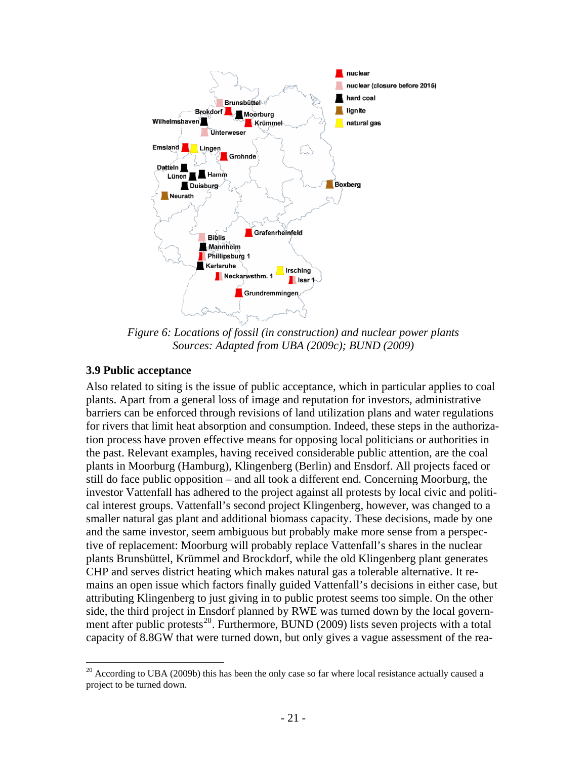*Figure 6: Locations of fossil (in construction) and nuclear power plants*
*Sources: Adapted from UBA (2009c); BUND (2009)*

### 3.9 Public acceptance

Also related to siting is the issue of public acceptance, which in particular applies to coal plants. Apart from a general loss of image and reputation for investors, administrative barriers can be enforced through revisions of land utilization plans and water regulations for rivers that limit heat absorption and consumption. Indeed, these steps in the authorization process have proven effective means for opposing local politicians or authorities in the past. Relevant examples, having received considerable public attention, are the coal plants in Moorburg (Hamburg), Klingenberg (Berlin) and Ensdorf. All projects faced or still do face public opposition – and all took a different end. Concerning Moorburg, the investor Vattenfall has adhered to the project against all protests by local civic and political interest groups. Vattenfall's second project Klingenberg, however, was changed to a smaller natural gas plant and additional biomass capacity. These decisions, made by one and the same investor, seem ambiguous but probably make more sense from a perspective of replacement: Moorburg will probably replace Vattenfall's shares in the nuclear plants Brunsbüttel, Krümmel and Brockdorf, while the old Klingenberg plant generates CHP and serves district heating which makes natural gas a tolerable alternative. It remains an open issue which factors finally guided Vattenfall's decisions in either case, but attributing Klingenberg to just giving in to public protest seems too simple. On the other side, the third project in Ensdorf planned by RWE was turned down by the local government after public protests[20]. Furthermore, BUND (2009) lists seven projects with a total capacity of 8.8GW that were turned down, but only gives a vague assessment of the rea-

[20] According to UBA (2009b) this has been the only case so far where local resistance actually caused a project to be turned down.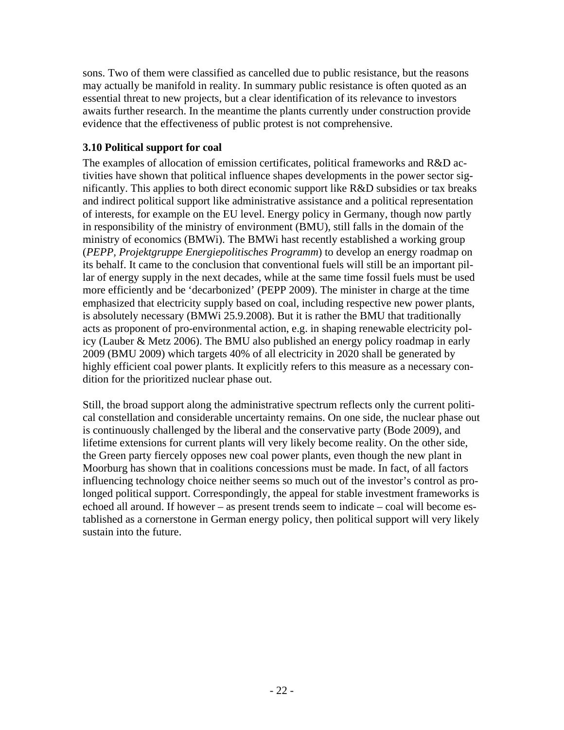sons. Two of them were classified as cancelled due to public resistance, but the reasons may actually be manifold in reality. In summary public resistance is often quoted as an essential threat to new projects, but a clear identification of its relevance to investors awaits further research. In the meantime the plants currently under construction provide evidence that the effectiveness of public protest is not comprehensive.

### 3.10 Political support for coal

The examples of allocation of emission certificates, political frameworks and R&D activities have shown that political influence shapes developments in the power sector significantly. This applies to both direct economic support like R&D subsidies or tax breaks and indirect political support like administrative assistance and a political representation of interests, for example on the EU level. Energy policy in Germany, though now partly in responsibility of the ministry of environment (BMU), still falls in the domain of the ministry of economics (BMWi). The BMWi hast recently established a working group (*PEPP, Projektgruppe Energiepolitisches Programm*) to develop an energy roadmap on its behalf. It came to the conclusion that conventional fuels will still be an important pillar of energy supply in the next decades, while at the same time fossil fuels must be used more efficiently and be 'decarbonized' (PEPP 2009). The minister in charge at the time emphasized that electricity supply based on coal, including respective new power plants, is absolutely necessary (BMWi 25.9.2008). But it is rather the BMU that traditionally acts as proponent of pro-environmental action, e.g. in shaping renewable electricity policy (Lauber & Metz 2006). The BMU also published an energy policy roadmap in early 2009 (BMU 2009) which targets 40% of all electricity in 2020 shall be generated by highly efficient coal power plants. It explicitly refers to this measure as a necessary condition for the prioritized nuclear phase out.

Still, the broad support along the administrative spectrum reflects only the current political constellation and considerable uncertainty remains. On one side, the nuclear phase out is continuously challenged by the liberal and the conservative party (Bode 2009), and lifetime extensions for current plants will very likely become reality. On the other side, the Green party fiercely opposes new coal power plants, even though the new plant in Moorburg has shown that in coalitions concessions must be made. In fact, of all factors influencing technology choice neither seems so much out of the investor's control as prolonged political support. Correspondingly, the appeal for stable investment frameworks is echoed all around. If however – as present trends seem to indicate – coal will become established as a cornerstone in German energy policy, then political support will very likely sustain into the future.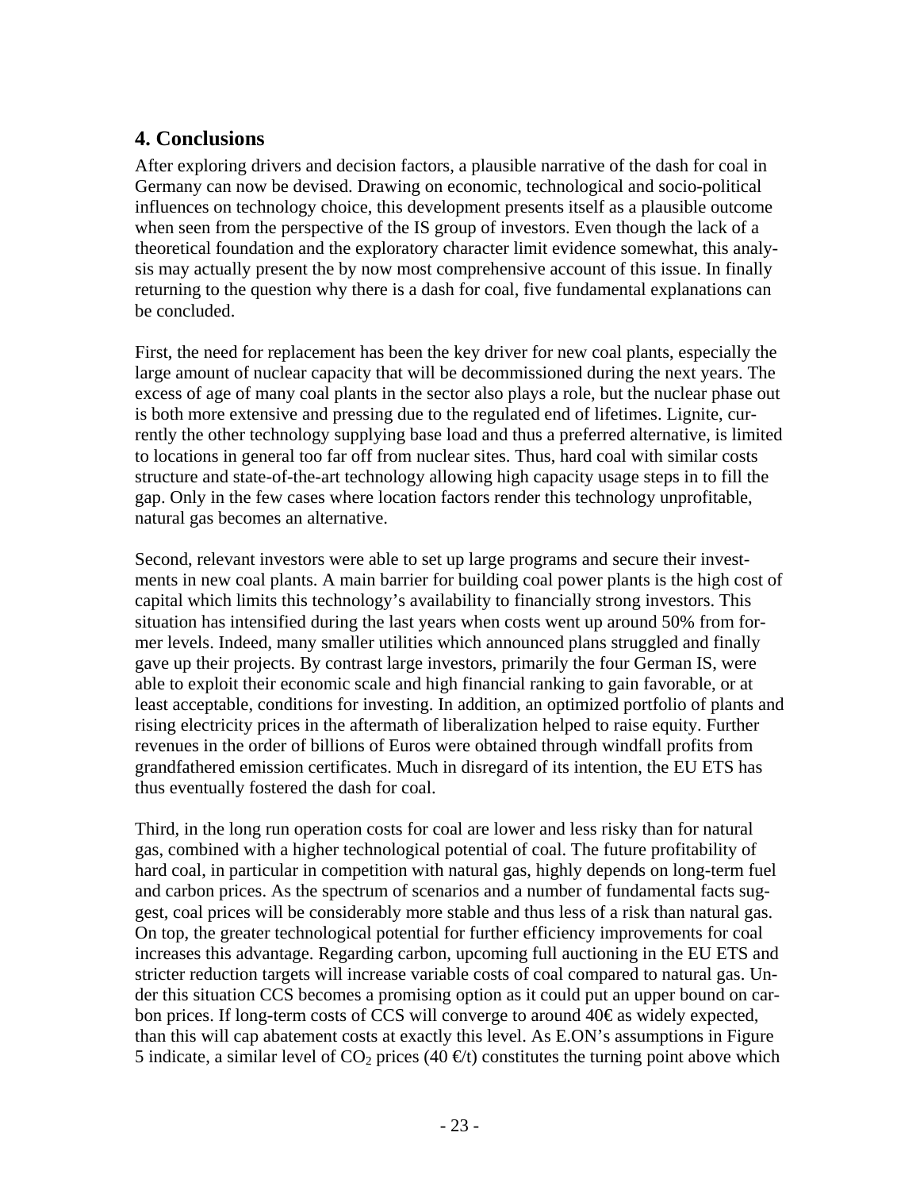## 4. Conclusions

After exploring drivers and decision factors, a plausible narrative of the dash for coal in Germany can now be devised. Drawing on economic, technological and socio-political influences on technology choice, this development presents itself as a plausible outcome when seen from the perspective of the IS group of investors. Even though the lack of a theoretical foundation and the exploratory character limit evidence somewhat, this analysis may actually present the by now most comprehensive account of this issue. In finally returning to the question why there is a dash for coal, five fundamental explanations can be concluded.

First, the need for replacement has been the key driver for new coal plants, especially the large amount of nuclear capacity that will be decommissioned during the next years. The excess of age of many coal plants in the sector also plays a role, but the nuclear phase out is both more extensive and pressing due to the regulated end of lifetimes. Lignite, currently the other technology supplying base load and thus a preferred alternative, is limited to locations in general too far off from nuclear sites. Thus, hard coal with similar costs structure and state-of-the-art technology allowing high capacity usage steps in to fill the gap. Only in the few cases where location factors render this technology unprofitable, natural gas becomes an alternative.

Second, relevant investors were able to set up large programs and secure their investments in new coal plants. A main barrier for building coal power plants is the high cost of capital which limits this technology's availability to financially strong investors. This situation has intensified during the last years when costs went up around 50% from former levels. Indeed, many smaller utilities which announced plans struggled and finally gave up their projects. By contrast large investors, primarily the four German IS, were able to exploit their economic scale and high financial ranking to gain favorable, or at least acceptable, conditions for investing. In addition, an optimized portfolio of plants and rising electricity prices in the aftermath of liberalization helped to raise equity. Further revenues in the order of billions of Euros were obtained through windfall profits from grandfathered emission certificates. Much in disregard of its intention, the EU ETS has thus eventually fostered the dash for coal.

Third, in the long run operation costs for coal are lower and less risky than for natural gas, combined with a higher technological potential of coal. The future profitability of hard coal, in particular in competition with natural gas, highly depends on long-term fuel and carbon prices. As the spectrum of scenarios and a number of fundamental facts suggest, coal prices will be considerably more stable and thus less of a risk than natural gas. On top, the greater technological potential for further efficiency improvements for coal increases this advantage. Regarding carbon, upcoming full auctioning in the EU ETS and stricter reduction targets will increase variable costs of coal compared to natural gas. Under this situation CCS becomes a promising option as it could put an upper bound on carbon prices. If long-term costs of CCS will converge to around 40€ as widely expected, than this will cap abatement costs at exactly this level. As E.ON's assumptions in Figure 5 indicate, a similar level of $CO_2$ prices (40 €/t) constitutes the turning point above which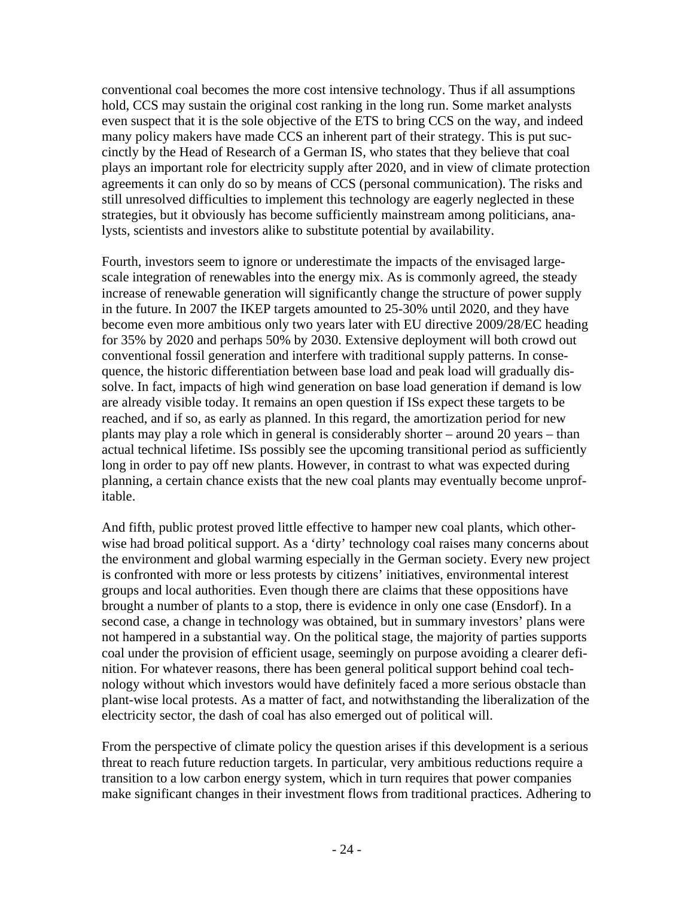conventional coal becomes the more cost intensive technology. Thus if all assumptions hold, CCS may sustain the original cost ranking in the long run. Some market analysts even suspect that it is the sole objective of the ETS to bring CCS on the way, and indeed many policy makers have made CCS an inherent part of their strategy. This is put succinctly by the Head of Research of a German IS, who states that they believe that coal plays an important role for electricity supply after 2020, and in view of climate protection agreements it can only do so by means of CCS (personal communication). The risks and still unresolved difficulties to implement this technology are eagerly neglected in these strategies, but it obviously has become sufficiently mainstream among politicians, analysts, scientists and investors alike to substitute potential by availability.

Fourth, investors seem to ignore or underestimate the impacts of the envisaged large-scale integration of renewables into the energy mix. As is commonly agreed, the steady increase of renewable generation will significantly change the structure of power supply in the future. In 2007 the IKEP targets amounted to 25-30% until 2020, and they have become even more ambitious only two years later with EU directive 2009/28/EC heading for 35% by 2020 and perhaps 50% by 2030. Extensive deployment will both crowd out conventional fossil generation and interfere with traditional supply patterns. In consequence, the historic differentiation between base load and peak load will gradually dissolve. In fact, impacts of high wind generation on base load generation if demand is low are already visible today. It remains an open question if ISs expect these targets to be reached, and if so, as early as planned. In this regard, the amortization period for new plants may play a role which in general is considerably shorter – around 20 years – than actual technical lifetime. ISs possibly see the upcoming transitional period as sufficiently long in order to pay off new plants. However, in contrast to what was expected during planning, a certain chance exists that the new coal plants may eventually become unprofitable.

And fifth, public protest proved little effective to hamper new coal plants, which otherwise had broad political support. As a 'dirty' technology coal raises many concerns about the environment and global warming especially in the German society. Every new project is confronted with more or less protests by citizens' initiatives, environmental interest groups and local authorities. Even though there are claims that these oppositions have brought a number of plants to a stop, there is evidence in only one case (Ensdorf). In a second case, a change in technology was obtained, but in summary investors' plans were not hampered in a substantial way. On the political stage, the majority of parties supports coal under the provision of efficient usage, seemingly on purpose avoiding a clearer definition. For whatever reasons, there has been general political support behind coal technology without which investors would have definitely faced a more serious obstacle than plant-wise local protests. As a matter of fact, and notwithstanding the liberalization of the electricity sector, the dash of coal has also emerged out of political will.

From the perspective of climate policy the question arises if this development is a serious threat to reach future reduction targets. In particular, very ambitious reductions require a transition to a low carbon energy system, which in turn requires that power companies make significant changes in their investment flows from traditional practices. Adhering to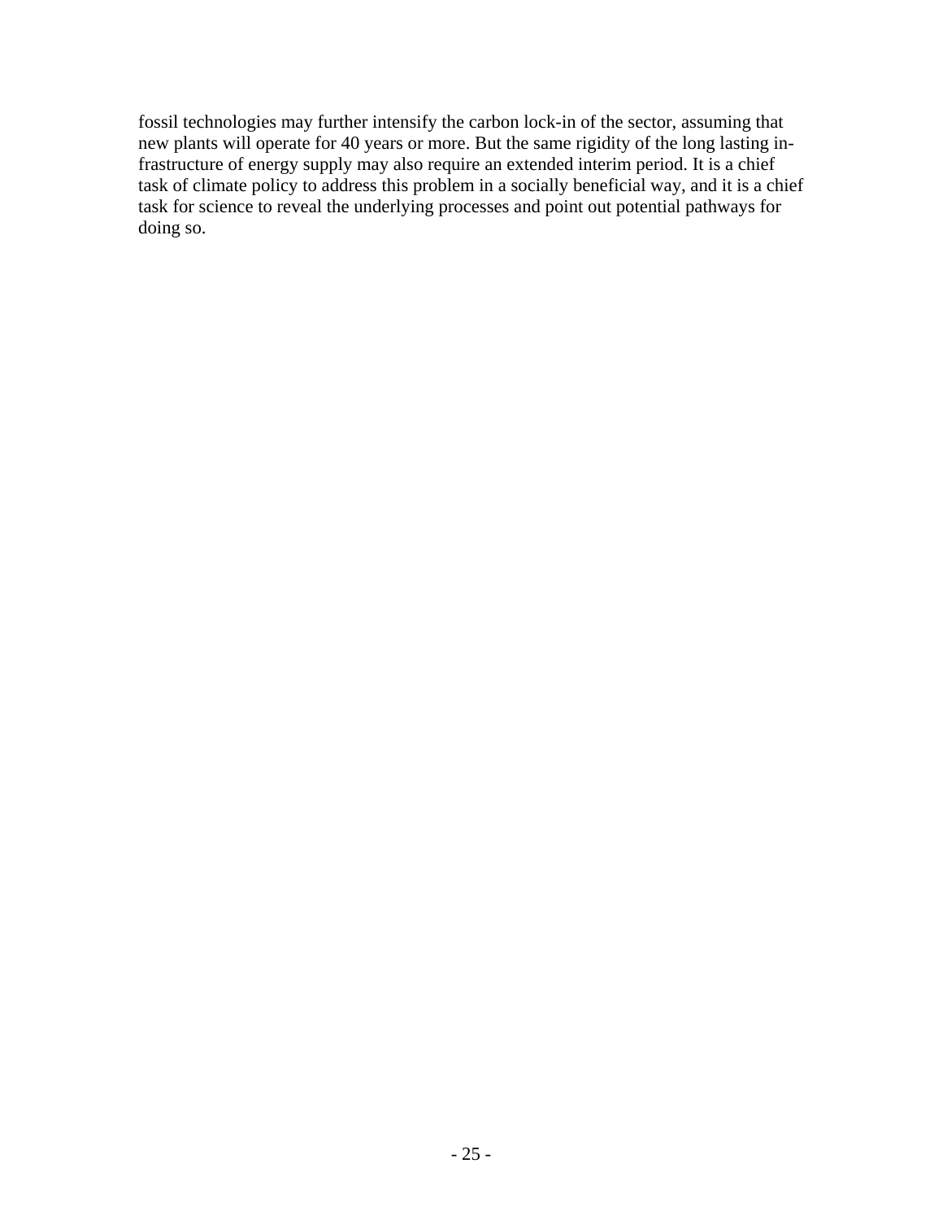fossil technologies may further intensify the carbon lock-in of the sector, assuming that new plants will operate for 40 years or more. But the same rigidity of the long lasting infrastructure of energy supply may also require an extended interim period. It is a chief task of climate policy to address this problem in a socially beneficial way, and it is a chief task for science to reveal the underlying processes and point out potential pathways for doing so.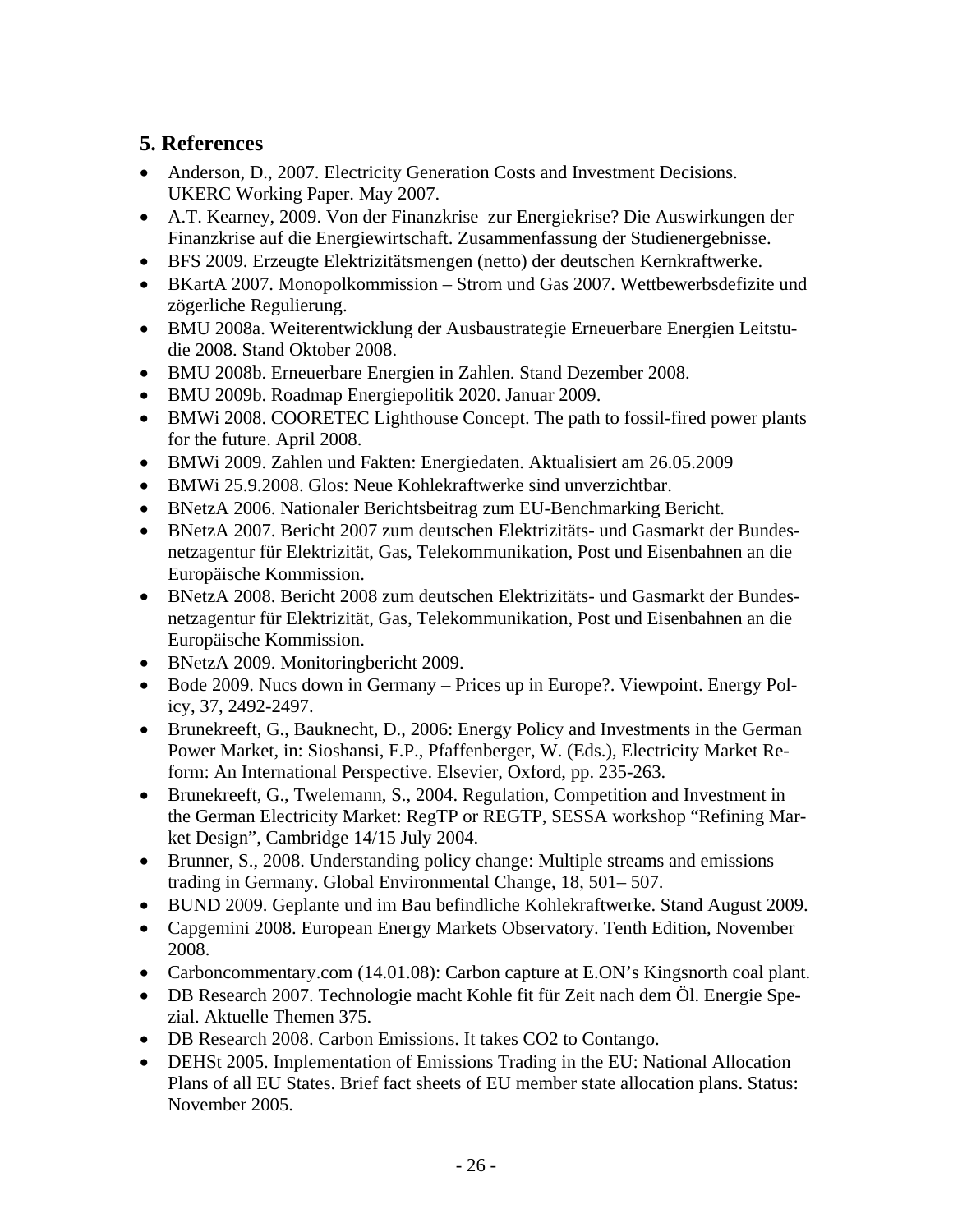## 5. References

- Anderson, D., 2007. Electricity Generation Costs and Investment Decisions. UKERC Working Paper. May 2007.
- A.T. Kearney, 2009. Von der Finanzkrise zur Energiekrise? Die Auswirkungen der Finanzkrise auf die Energiewirtschaft. Zusammenfassung der Studienergebnisse.
- BFS 2009. Erzeugte Elektrizitätsmengen (netto) der deutschen Kernkraftwerke.
- BKartA 2007. Monopolkommission – Strom und Gas 2007. Wettbewerbsdefizite und zögerliche Regulierung.
- BMU 2008a. Weiterentwicklung der Ausbaustrategie Erneuerbare Energien Leitstudie 2008. Stand Oktober 2008.
- BMU 2008b. Erneuerbare Energien in Zahlen. Stand Dezember 2008.
- BMU 2009b. Roadmap Energiepolitik 2020. Januar 2009.
- BMWi 2008. COORETEC Lighthouse Concept. The path to fossil-fired power plants for the future. April 2008.
- BMWi 2009. Zahlen und Fakten: Energiedaten. Aktualisiert am 26.05.2009
- BMWi 25.9.2008. Glos: Neue Kohlekraftwerke sind unverzichtbar.
- BNetzA 2006. Nationaler Berichtsbeitrag zum EU-Benchmarking Bericht.
- BNetzA 2007. Bericht 2007 zum deutschen Elektrizitäts- und Gasmarkt der Bundesnetzagentur für Elektrizität, Gas, Telekommunikation, Post und Eisenbahnen an die Europäische Kommission.
- BNetzA 2008. Bericht 2008 zum deutschen Elektrizitäts- und Gasmarkt der Bundesnetzagentur für Elektrizität, Gas, Telekommunikation, Post und Eisenbahnen an die Europäische Kommission.
- BNetzA 2009. Monitoringbericht 2009.
- Bode 2009. Nucs down in Germany – Prices up in Europe?. Viewpoint. Energy Policy, 37, 2492-2497.
- Brunekreeft, G., Bauknecht, D., 2006: Energy Policy and Investments in the German Power Market, in: Sioshansi, F.P., Pfaffenberger, W. (Eds.), Electricity Market Reform: An International Perspective. Elsevier, Oxford, pp. 235-263.
- Brunekreeft, G., Twelemann, S., 2004. Regulation, Competition and Investment in the German Electricity Market: RegTP or REGTP, SESSA workshop "Refining Market Design", Cambridge 14/15 July 2004.
- Brunner, S., 2008. Understanding policy change: Multiple streams and emissions trading in Germany. Global Environmental Change, 18, 501– 507.
- BUND 2009. Geplante und im Bau befindliche Kohlekraftwerke. Stand August 2009.
- Capgemini 2008. European Energy Markets Observatory. Tenth Edition, November 2008.
- Carboncommentary.com (14.01.08): Carbon capture at E.ON's Kingsnorth coal plant.
- DB Research 2007. Technologie macht Kohle fit für Zeit nach dem Öl. Energie Spezial. Aktuelle Themen 375.
- DB Research 2008. Carbon Emissions. It takes CO2 to Contango.
- DEHSt 2005. Implementation of Emissions Trading in the EU: National Allocation Plans of all EU States. Brief fact sheets of EU member state allocation plans. Status: November 2005.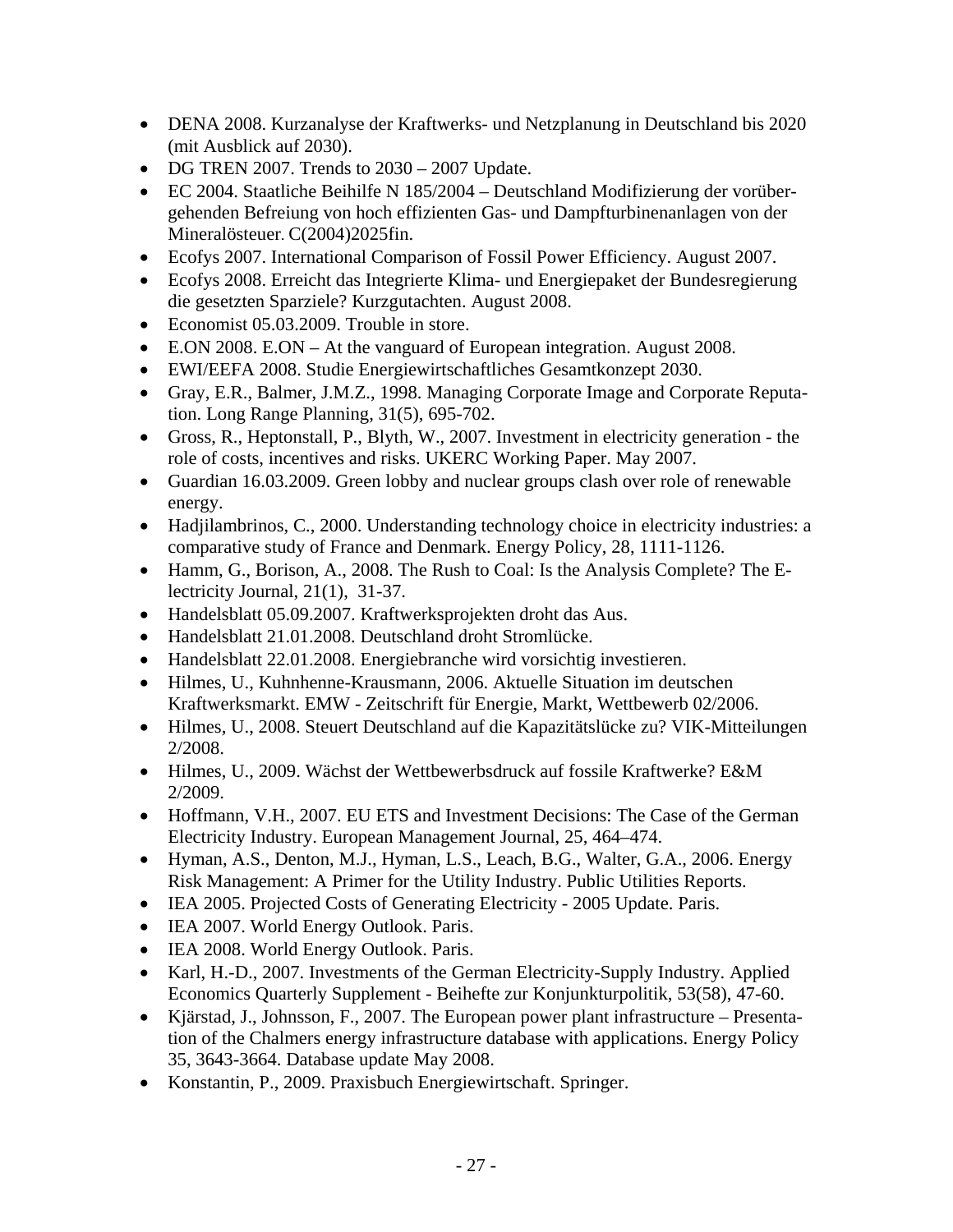- DENA 2008. Kurzanalyse der Kraftwerks- und Netzplanung in Deutschland bis 2020 (mit Ausblick auf 2030).
- DG TREN 2007. Trends to 2030 – 2007 Update.
- EC 2004. Staatliche Beihilfe N 185/2004 – Deutschland Modifizierung der vorübergehenden Befreiung von hoch effizienten Gas- und Dampfturbinenanlagen von der Mineralösteuer. C(2004)2025fin.
- Ecofys 2007. International Comparison of Fossil Power Efficiency. August 2007.
- Ecofys 2008. Erreicht das Integrierte Klima- und Energiepaket der Bundesregierung die gesetzten Sparziele? Kurzgutachten. August 2008.
- Economist 05.03.2009. Trouble in store.
- E.ON 2008. E.ON – At the vanguard of European integration. August 2008.
- EWI/EEFA 2008. Studie Energiewirtschaftliches Gesamtkonzept 2030.
- Gray, E.R., Balmer, J.M.Z., 1998. Managing Corporate Image and Corporate Reputation. Long Range Planning, 31(5), 695-702.
- Gross, R., Heptonstall, P., Blyth, W., 2007. Investment in electricity generation - the role of costs, incentives and risks. UKERC Working Paper. May 2007.
- Guardian 16.03.2009. Green lobby and nuclear groups clash over role of renewable energy.
- Hadjilambrinos, C., 2000. Understanding technology choice in electricity industries: a comparative study of France and Denmark. Energy Policy, 28, 1111-1126.
- Hamm, G., Borison, A., 2008. The Rush to Coal: Is the Analysis Complete? The Electricity Journal, 21(1), 31-37.
- Handelsblatt 05.09.2007. Kraftwerksprojekten droht das Aus.
- Handelsblatt 21.01.2008. Deutschland droht Stromlücke.
- Handelsblatt 22.01.2008. Energiebranche wird vorsichtig investieren.
- Hilmes, U., Kuhnhenne-Krausmann, 2006. Aktuelle Situation im deutschen Kraftwerksmarkt. EMW - Zeitschrift für Energie, Markt, Wettbewerb 02/2006.
- Hilmes, U., 2008. Steuert Deutschland auf die Kapazitätslücke zu? VIK-Mitteilungen 2/2008.
- Hilmes, U., 2009. Wächst der Wettbewerbsdruck auf fossile Kraftwerke? E&M 2/2009.
- Hoffmann, V.H., 2007. EU ETS and Investment Decisions: The Case of the German Electricity Industry. European Management Journal, 25, 464–474.
- Hyman, A.S., Denton, M.J., Hyman, L.S., Leach, B.G., Walter, G.A., 2006. Energy Risk Management: A Primer for the Utility Industry. Public Utilities Reports.
- IEA 2005. Projected Costs of Generating Electricity - 2005 Update. Paris.
- IEA 2007. World Energy Outlook. Paris.
- IEA 2008. World Energy Outlook. Paris.
- Karl, H.-D., 2007. Investments of the German Electricity-Supply Industry. Applied Economics Quarterly Supplement - Beihefte zur Konjunkturpolitik, 53(58), 47-60.
- Kjärstad, J., Johnsson, F., 2007. The European power plant infrastructure – Presentation of the Chalmers energy infrastructure database with applications. Energy Policy 35, 3643-3664. Database update May 2008.
- Konstantin, P., 2009. Praxisbuch Energiewirtschaft. Springer.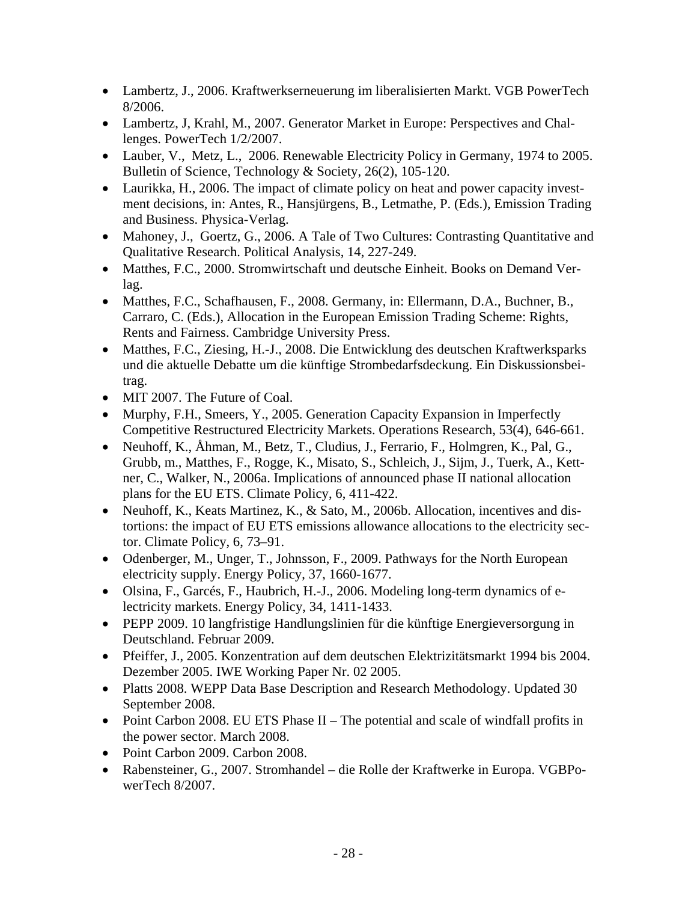- Lambertz, J., 2006. Kraftwerkserneuerung im liberalisierten Markt. VGB PowerTech 8/2006.
- Lambertz, J, Krahl, M., 2007. Generator Market in Europe: Perspectives and Challenges. PowerTech 1/2/2007.
- Lauber, V., Metz, L., 2006. Renewable Electricity Policy in Germany, 1974 to 2005. Bulletin of Science, Technology & Society, 26(2), 105-120.
- Laurikka, H., 2006. The impact of climate policy on heat and power capacity investment decisions, in: Antes, R., Hansjürgens, B., Letmathe, P. (Eds.), Emission Trading and Business. Physica-Verlag.
- Mahoney, J., Goertz, G., 2006. A Tale of Two Cultures: Contrasting Quantitative and Qualitative Research. Political Analysis, 14, 227-249.
- Matthes, F.C., 2000. Stromwirtschaft und deutsche Einheit. Books on Demand Verlag.
- Matthes, F.C., Schafhausen, F., 2008. Germany, in: Ellermann, D.A., Buchner, B., Carraro, C. (Eds.), Allocation in the European Emission Trading Scheme: Rights, Rents and Fairness. Cambridge University Press.
- Matthes, F.C., Ziesing, H.-J., 2008. Die Entwicklung des deutschen Kraftwerksparks und die aktuelle Debatte um die künftige Strombedarfsdeckung. Ein Diskussionsbeitrag.
- MIT 2007. The Future of Coal.
- Murphy, F.H., Smeers, Y., 2005. Generation Capacity Expansion in Imperfectly Competitive Restructured Electricity Markets. Operations Research, 53(4), 646-661.
- Neuhoff, K., Åhman, M., Betz, T., Cludius, J., Ferrario, F., Holmgren, K., Pal, G., Grubb, m., Matthes, F., Rogge, K., Misato, S., Schleich, J., Sijm, J., Tuerk, A., Kettner, C., Walker, N., 2006a. Implications of announced phase II national allocation plans for the EU ETS. Climate Policy, 6, 411-422.
- Neuhoff, K., Keats Martinez, K., & Sato, M., 2006b. Allocation, incentives and distortions: the impact of EU ETS emissions allowance allocations to the electricity sector. Climate Policy, 6, 73–91.
- Odenberger, M., Unger, T., Johnsson, F., 2009. Pathways for the North European electricity supply. Energy Policy, 37, 1660-1677.
- Olsina, F., Garcés, F., Haubrich, H.-J., 2006. Modeling long-term dynamics of electricity markets. Energy Policy, 34, 1411-1433.
- PEPP 2009. 10 langfristige Handlungslinien für die künftige Energieversorgung in Deutschland. Februar 2009.
- Pfeiffer, J., 2005. Konzentration auf dem deutschen Elektrizitätsmarkt 1994 bis 2004. Dezember 2005. IWE Working Paper Nr. 02 2005.
- Platts 2008. WEPP Data Base Description and Research Methodology. Updated 30 September 2008.
- Point Carbon 2008. EU ETS Phase II – The potential and scale of windfall profits in the power sector. March 2008.
- Point Carbon 2009. Carbon 2008.
- Rabensteiner, G., 2007. Stromhandel – die Rolle der Kraftwerke in Europa. VGBPowerTech 8/2007.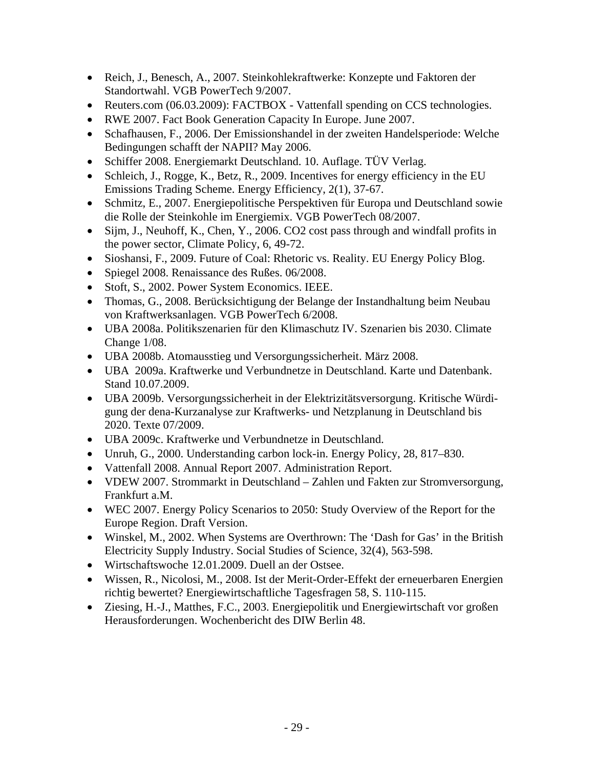- Reich, J., Benesch, A., 2007. Steinkohlekraftwerke: Konzepte und Faktoren der Standortwahl. VGB PowerTech 9/2007.
- Reuters.com (06.03.2009): FACTBOX - Vattenfall spending on CCS technologies.
- RWE 2007. Fact Book Generation Capacity In Europe. June 2007.
- Schafhausen, F., 2006. Der Emissionshandel in der zweiten Handelsperiode: Welche Bedingungen schafft der NAPII? May 2006.
- Schiffer 2008. Energiemarkt Deutschland. 10. Auflage. TÜV Verlag.
- Schleich, J., Rogge, K., Betz, R., 2009. Incentives for energy efficiency in the EU Emissions Trading Scheme. Energy Efficiency, 2(1), 37-67.
- Schmitz, E., 2007. Energiepolitische Perspektiven für Europa und Deutschland sowie die Rolle der Steinkohle im Energiemix. VGB PowerTech 08/2007.
- Sijm, J., Neuhoff, K., Chen, Y., 2006. CO2 cost pass through and windfall profits in the power sector, Climate Policy, 6, 49-72.
- Sioshansi, F., 2009. Future of Coal: Rhetoric vs. Reality. EU Energy Policy Blog.
- Spiegel 2008. Renaissance des Rußes. 06/2008.
- Stoft, S., 2002. Power System Economics. IEEE.
- Thomas, G., 2008. Berücksichtigung der Belange der Instandhaltung beim Neubau von Kraftwerksanlagen. VGB PowerTech 6/2008.
- UBA 2008a. Politikszenarien für den Klimaschutz IV. Szenarien bis 2030. Climate Change 1/08.
- UBA 2008b. Atomausstieg und Versorgungssicherheit. März 2008.
- UBA 2009a. Kraftwerke und Verbundnetze in Deutschland. Karte und Datenbank. Stand 10.07.2009.
- UBA 2009b. Versorgungssicherheit in der Elektrizitätsversorgung. Kritische Würdigung der dena-Kurzanalyse zur Kraftwerks- und Netzplanung in Deutschland bis 2020. Texte 07/2009.
- UBA 2009c. Kraftwerke und Verbundnetze in Deutschland.
- Unruh, G., 2000. Understanding carbon lock-in. Energy Policy, 28, 817–830.
- Vattenfall 2008. Annual Report 2007. Administration Report.
- VDEW 2007. Strommarkt in Deutschland – Zahlen und Fakten zur Stromversorgung, Frankfurt a.M.
- WEC 2007. Energy Policy Scenarios to 2050: Study Overview of the Report for the Europe Region. Draft Version.
- Winskel, M., 2002. When Systems are Overthrown: The 'Dash for Gas' in the British Electricity Supply Industry. Social Studies of Science, 32(4), 563-598.
- Wirtschaftswoche 12.01.2009. Duell an der Ostsee.
- Wissen, R., Nicolosi, M., 2008. Ist der Merit-Order-Effekt der erneuerbaren Energien richtig bewertet? Energiewirtschaftliche Tagesfragen 58, S. 110-115.
- Ziesing, H.-J., Matthes, F.C., 2003. Energiepolitik und Energiewirtschaft vor großen Herausforderungen. Wochenbericht des DIW Berlin 48.